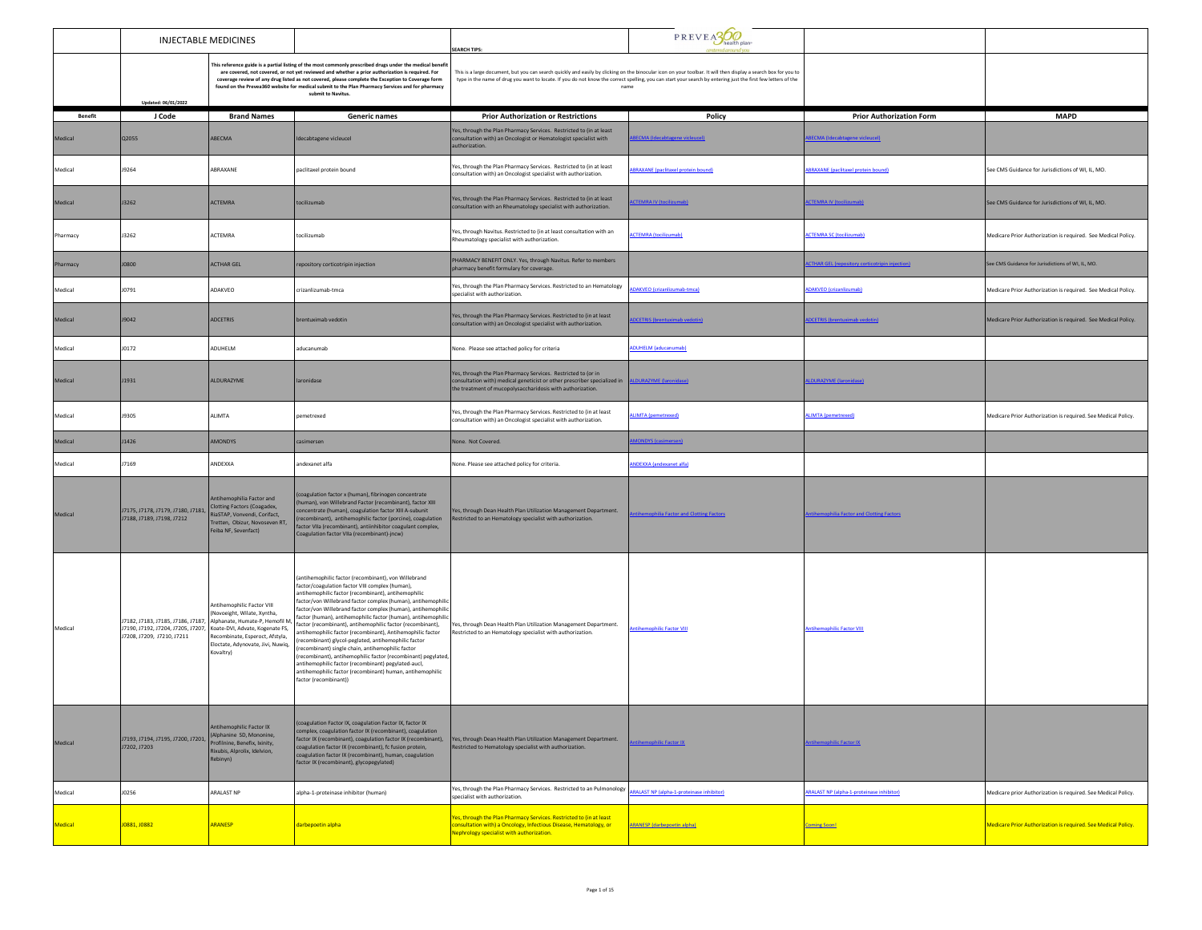# INJECTABLE MEDICINES

Updated: 06/01/2022

This reference guide is a partial listing of the most commonly prescribed drugs under the medical benefit are covered, not covered, or not yet reviewed and whether a prior authorization is required. For coverage review of any drug listed as not covered, please complete the Exception to Coverage form found on the Prevea360 website for medical submit to the Plan Pharmacy Services and for pharmacy submit to Navitus.

**SEARCH TIPS:**

This is a large document, but you can search quickly and easily by clicking on the binocular icon on your toolbar. It will then display a search box for you to type in the name of drug you want to locate. If you do not know the correct spelling, you can start your search by entering just the first few letters of the name

| Benefit | J Code | Brand Names | Generic names | Prior Authorization or Restrictions | Policy | Prior Authorization Form | MAPD |
|---|---|---|---|---|---|---|---|
| Medical | Q2055 | ABECMA | Idecabtagene vicleucel | Yes, through the Plan Pharmacy Services. Restricted to (in at least consultation with) an Oncologist or Hematologist specialist with authorization. | ABECMA (Idecabtagene vicleucel) | ABECMA (Idecabtagene vicleucel) | |
| Medical | J9264 | ABRAXANE | paclitaxel protein bound | Yes, through the Plan Pharmacy Services. Restricted to (in at least consultation with) an Oncologist specialist with authorization. | ABRAXANE (paclitaxel protein bound) | ABRAXANE (paclitaxel protein bound) | See CMS Guidance for Jurisdictions of WI, IL, MO. |
| Medical | J3262 | ACTEMRA | tocilizumab | Yes, through the Plan Pharmacy Services. Restricted to (in at least consultation with) an Rheumatology specialist with authorization. | ACTEMRA IV (tocilizumab) | ACTEMRA IV (tocilizumab) | See CMS Guidance for Jurisdictions of WI, IL, MO. |
| Pharmacy | J3262 | ACTEMRA | tocilizumab | Yes, through Navitus. Restricted to (in at least consultation with an Rheumatology specialist with authorization. | ACTEMRA (tocilizumab) | ACTEMRA SC (tocilizumab) | Medicare Prior Authorization is required. See Medical Policy. |
| Pharmacy | J0800 | ACTHAR GEL | repository corticotripin injection | PHARMACY BENEFIT ONLY. Yes, through Navitus. Refer to members pharmacy benefit formulary for coverage. | | ACTHAR GEL (repository corticotripin injection) | See CMS Guidance for Jurisdictions of WI, IL, MO. |
| Medical | J0791 | ADAKVEO | crizanlizumab-tmca | Yes, through the Plan Pharmacy Services. Restricted to an Hematology specialist with authorization. | ADAKVEO (crizanlizumab-tmca) | ADAKVEO (crizanlizumab) | Medicare Prior Authorization is required. See Medical Policy. |
| Medical | J9042 | ADCETRIS | brentuximab vedotin | Yes, through the Plan Pharmacy Services. Restricted to (in at least consultation with) an Oncologist specialist with authorization. | ADCETRIS (brentuximab vedotin) | ADCETRIS (brentuximab vedotin) | Medicare Prior Authorization is required. See Medical Policy. |
| Medical | J0172 | ADUHELM | aducanumab | None. Please see attached policy for criteria | ADUHELM (aducanumab) | | |
| Medical | J1931 | ALDURAZYME | laronidase | Yes, through the Plan Pharmacy Services. Restricted to (or in consultation with) medical geneticist or other prescriber specialized in the treatment of mucopolysaccharidosis with authorization. | ALDURAZYME (laronidase) | ALDURAZYME (laronidase) | |
| Medical | J9305 | ALIMTA | pemetrexed | Yes, through the Plan Pharmacy Services. Restricted to (in at least consultation with) an Oncologist specialist with authorization. | ALIMTA (pemetrexed) | ALIMTA (pemetrexed) | Medicare Prior Authorization is required. See Medical Policy. |
| Medical | J1426 | AMONDYS | casimersen | None. Not Covered. | AMONDYS (casimersen) | | |
| Medical | J7169 | ANDEXXA | andexanet alfa | None. Please see attached policy for criteria. | ANDEXXA (andexanet alfa) | | |
| Medical | J7175, J7178, J7179, J7180, J7181, J7188, J7189, J7198, J7212 | Antihemophilia Factor and Clotting Factors (Coagadex, RiaSTAP, Vonvendi, Corifact, Tretten, Obizur, Novoseven RT, Feiba NF, Sevenfact) | (coagulation factor x (human), fibrinogen concentrate (human), von Willebrand Factor (recombinant), factor XIII concentrate (human), coagulation factor XIII A-subunit (recombinant), antihemophilic factor (porcine), coagulation factor VIIa (recombinant), antiinhibitor coagulant complex, Coagulation factor VIIa (recombinant)-jncw) | Yes, through Dean Health Plan Utilization Management Department. Restricted to an Hematology specialist with authorization. | Antihemophilia Factor and Clotting Factors | Antihemophilia Factor and Clotting Factors | |
| Medical | J7182, J7183, J7185, J7186, J7187, J7190, J7192, J7204, J7205, J7207, J7208, J7209, J7210, J7211 | Antihemophilic Factor VIII (Novoeight, Wilate, Xyntha, Alphanate, Humate-P, Hemofil M, Koate-DVI, Advate, Kogenate FS, Recombinate, Esperoct, Afstyla, Eloctate, Adynovate, Jivi, Nuwiq, Kovaltry) | (antihemophilic factor (recombinant), von Willebrand factor/coagulation factor VIII complex (human), antihemophilic factor (recombinant), antihemophilic factor/von Willebrand factor complex (human), antihemophilic factor/von Willebrand factor complex (human), antihemophilic factor (human), antihemophilic factor (human), antihemophilic factor (recombinant), antihemophilic factor (recombinant), antihemophilic factor (recombinant), Antihemophilic factor (recombinant) glycol-peglated, antihemophilic factor (recombinant) single chain, antihemophilic factor (recombinant), antihemophilic factor (recombinant) pegylated, antihemophilic factor (recombinant) pegylated-aucl, antihemophilic factor (recombinant) human, antihemophilic factor (recombinant)) | Yes, through Dean Health Plan Utilization Management Department. Restricted to an Hematology specialist with authorization. | Antihemophilic Factor VIII | Antihemophilic Factor VIII | |
| Medical | J7193, J7194, J7195, J7200, J7201, J7202, J7203 | Antihemophilic Factor IX (Alphanine SD, Mononine, Profilnine, Benefix, Ixinity, Rixubis, Alprolix, Idelvion, Rebinyn) | (coagulation Factor IX, coagulation Factor IX, factor IX complex, coagulation factor IX (recombinant), coagulation factor IX (recombinant), coagulation factor IX (recombinant), coagulation factor IX (recombinant), fc fusion protein, coagulation factor IX (recombinant), human, coagulation factor IX (recombinant), glycopegylated) | Yes, through Dean Health Plan Utilization Management Department. Restricted to Hematology specialist with authorization. | Antihemophilic Factor IX | Antihemophilic Factor IX | |
| Medical | J0256 | ARALAST NP | alpha-1-proteinase inhibitor (human) | Yes, through the Plan Pharmacy Services. Restricted to an Pulmonology specialist with authorization. | ARALAST NP (alpha-1-proteinase inhibitor) | ARALAST NP (alpha-1-proteinase inhibitor) | Medicare prior authorization is required. See Medical Policy. |
| Medical | J0881, J0882 | ARANESP | darbepoetin alpha | Yes, through the Plan Pharmacy Services. Restricted to (in at least consultation with) a Oncology, Infectious Disease, Hematology, or Nephrology specialist with authorization. | ARANESP (darbepoetin alpha) | Coming Soon! | Medicare Prior Authorization is required. See Medical Policy. |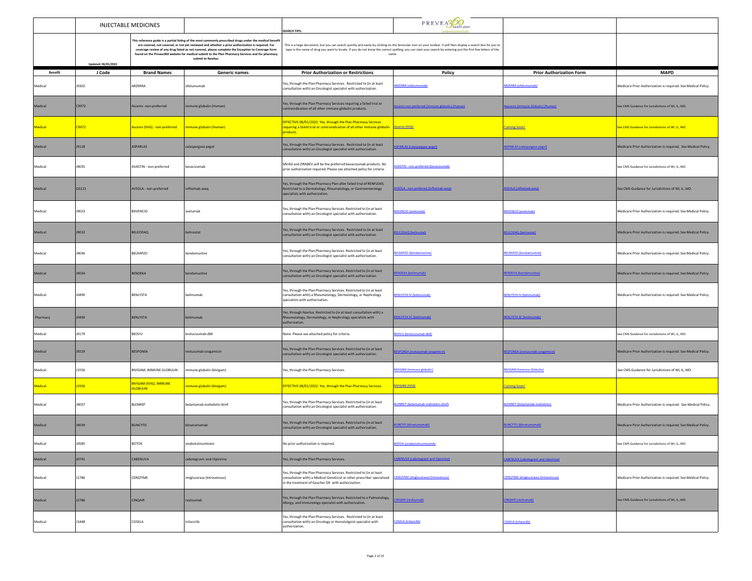| | INJECTABLE MEDICINES | | | SEARCH TIPS: | PREVEA360 health plan | | |
|---|---|---|---|---|---|---|---|
| | Updated: 06/01/2022 | This reference guide is a partial listing of the most commonly prescribed drugs under the medical benefit are covered, not covered, or not yet reviewed and whether a prior authorization is required. For coverage review of any drug listed as not covered, please complete the Exception to Coverage form found on the Prevea360 website for medical submit to the Plan Pharmacy Services and for pharmacy submit to Navitus. | | This is a large document, but you can search quickly and easily by clicking on the binocular icon on your toolbar. It will then display a search box for you to type in the name of drug you want to locate. If you do not know the correct spelling, you can start your search by entering just the first few letters of the name | | | |
| **Benefit** | **J Code** | **Brand Names** | **Generic names** | **Prior Authorization or Restrictions** | **Policy** | **Prior Authorization Form** | **MAPD** |
| Medical | J9302 | ARZERRA | ofatumumab | Yes, through the Plan Pharmacy Services. Restricted to (in at least consultation with) an Oncologist specialist with authorization. | ARZERRA (ofatumumab) | ARZERRA (ofatumumab) | Medicare Prior Authorization is required. See Medical Policy. |
| Medical | C9072 | Asceniv -non-preferred | immune globulin (Human) | Yes, through the Plan Pharmacy Services requiring a failed trial or contraindication of all other immune globulin products. | Asceniv-non-preferred (immune globulin) (Human) | Asceniv (Immune Globulin) (Human) | See CMS Guidance for Jurisdictions of WI, IL, MO. |
| Medical | C9072 | Asceniv (IVIG) - non-preferred | immune globulin (Human) | EFFECTIVE 08/01/2022: Yes, through the Plan Pharmacy Services requiring a failed trial or contraindication of all other immune globulin products. | Asceniv (IVIG) | Coming Soon! | See CMS Guidance for Jurisdictions of WI, IL, MO. |
| Medical | J9118 | ASPARLAS | calaspargase pegol | Yes, through the Plan Pharmacy Services. Restricted to (in at least consultation with) an Oncologist specialist with authorization. | ASPARLAS (calaspargase pegol) | ASPARLAS (calaspargase pegol) | Medicare Prior Authorization is required. See Medical Policy. |
| Medical | J9035 | AVASTIN - non-preferred | bevacizumab | MVASI and ZIRABEV will be the preferred bevacizumab products. No prior authorization required. Please see attached policy for criteria. | AVASTIN - non-preferred (bevacizumab) | | See CMS Guidance for Jurisdictions of WI, IL, MO. |
| Medical | Q5121 | AVSOLA - non-preferred | infliximab-axxq | Yes, through the Plan Pharmacy Plan after failed trial of RENFLEXIS. Restricted to a Dermatology, Rheumatology, or Gastroenterology specialists with authorization. | AVSOLA - non-preferred (infliximab-axxq) | AVSOLA (infliximab-axxq) | See CMS Guidance for Jurisdictions of WI, IL, MO. |
| Medical | J9023 | BAVENCIO | avelumab | Yes, through the Plan Pharmacy Services. Restricted to (in at least consultation with) an Oncologist specialist with authorization. | BAVENCIO (avelumab) | BAVENCIO (avelumab) | Medicare Prior Authorization is required. See Medical Policy. |
| Medical | J9032 | BELEODAQ | belinostat | Yes, through the Plan Pharmacy Services. Restricted to (in at least consultation with) an Oncologist specialist with authorization. | BELEODAQ (belinostat) | BELEODAQ (belinostat) | Medicare Prior Authorization is required. See Medical Policy. |
| Medical | J9036 | BELRAPZO | bendamustine | Yes, through the Plan Pharmacy Services. Restricted to (in at least consultation with) an Oncologist specialist with authorization. | BELRAPZO (bendamustine) | BELRAPZO (bendamustine) | Medicare Prior Authorization is required. See Medical Policy. |
| Medical | J9034 | BENDEKA | bendamustine | Yes, through the Plan Pharmacy Services. Restricted to (in at least consultation with) an Oncologist specialist with authorization. | BENDEKA (belimumab) | BENDEKA (bendamustine) | Medicare Prior Authorization is required. See Medical Policy. |
| Medical | J0490 | BENLYSTA | belimumab | Yes, through the Plan Pharmacy Services. Restricted to (in at least consultation with) a Rheumatology, Dermatology, or Nephrology specialists with authorization. | BENLYSTA IV (belimumab) | BENLYSTA IV (belimumab) | Medicare Prior Authorization is required. See Medical Policy. |
| Pharmacy | J0490 | BENLYSTA | belimumab | Yes, through Navitus. Restricted to (in at least consultation with) a Rheumatology, Dermatology, or Nephrology specialists with authorization. | BENLYSTA SC (belimumab) | BENLYSTA SC (belimumab) | |
| Medical | J0179 | BEOVU | brolucizumab-dbll | None. Please see attached policy for criteria. | BEOVU (brolucizumab-dbll) | | See CMS Guidance for Jurisdictions of WI, IL, MO. |
| Medical | J9229 | BESPONSA | inotuzumab ozogamicin | Yes, through the Plan Pharmacy Services. Restricted to (in at least consultation with) an Oncologist specialist with authorization. | BESPONSA (inotuzumab ozogamicin) | BESPONSA (inotuzumab ozogamicin) | Medicare Prior Authorization is required. See Medical Policy. |
| Medical | J1556 | BIVIGAM, IMMUNE GLOBULIN | immune globulin (bivigam) | Yes, through the Plan Pharmacy Services. | BIVIGAM (immune globulin) | BIVIGAM (Immune Globulin) | See CMS Guidance for Jurisdictions of WI, IL, MO. |
| Medical | J1556 | BIVIGAM (IVIG), IMMUNE GLOBULIN | immune globulin (bivigam) | EFFECTIVE 08/01/2022: Yes, through the Plan Pharmacy Services. | BIVIGAM (IVIG) | Coming Soon! | |
| Medical | J9037 | BLENREP | belantamab mafodotin-blmf | Yes, through the Plan Pharmacy Services. Restricted to (in at least consultation with) an Oncologist specialist with authorization. | BLENREP (belantamab mafodotin-blmf) | BLENREP (belantamab mafodotin) | Medicare Prior Authorization is required. See Medical Policy. |
| Medical | J9039 | BLINCYTO | blinatumomab | Yes, through the Plan Pharmacy Services. Restricted to (in at least consultation with) an Oncologist specialist with authorization. | BLINCYO (blinatumomab) | BLINCYTO (blinatumomab) | Medicare Prior Authorization is required. See Medical Policy. |
| Medical | J0585 | BOTOX | onabotulinumtoxin | No prior authorization is required. | BOTOX (onabotulinumtoxinA) | | See CMS Guidance for Jurisdictions of WI, IL, MO. |
| Medical | J0741 | CABENUVA | cabotegravir and rilpivirine | Yes, through the Plan Pharmacy Services. | CABENUVA (cabotegravir and rilpivirine) | CABENUVA (cabotegravir and rilpivirine) | |
| Medical | J1786 | CEREZYME | imiglucerase (Intravenous) | Yes, through the Plan Pharmacy Services. Restricted to (in at least consultation with) a Medical Geneticist or other prescriber specialized in the treatment of Gaucher DX with authorization. | CEREZYME (imiglucerase) (Intravenous) | CEREZYME (imiglucerase) (Intravenous) | Medicare Prior Authorization is required. See Medical Policy. |
| Medical | J2786 | CINQAIR | reslizumab | Yes, through the Plan Pharmacy Services. Restricted to a Pulmonology, Allergy, and Immunology specialist with authorization. | CINQAIR (reslizumab) | CINQAIR (reslizumab) | See CMS Guidance for Jurisdictions of WI, IL, MO. |
| Medical | J1448 | COSELA | trilaciclib | Yes, through the Plan Pharmacy Services. Restricted to (in at least consultation with) an Oncology or Hematolgoist specialist with authorization. | COSELA (trilaciclib) | COSELA (trilaciclib) | |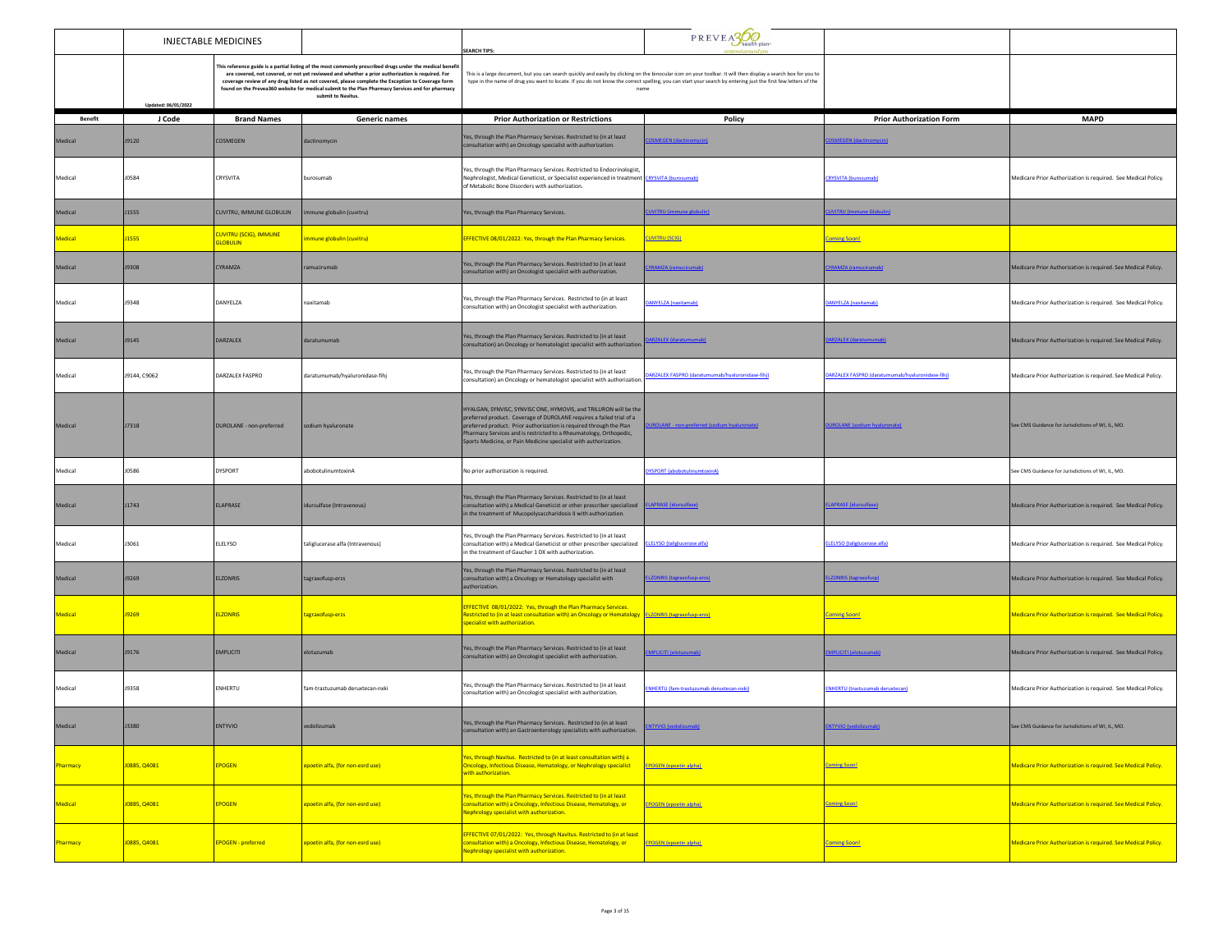| | INJECTABLE MEDICINES | | | SEARCH TIPS: | PREVEA360 health plan | | |
|---|---|---|---|---|---|---|---|
| | Updated: 06/01/2022 | This reference guide is a partial listing of the most commonly prescribed drugs under the medical benefit are covered, not covered, or not yet reviewed and whether a prior authorization is required. For coverage review of any drug listed as not covered, please complete the Exception to Coverage form found on the Prevea360 website for medical submit to the Plan Pharmacy Services and for pharmacy submit to Navitus. | | This is a large document, but you can search quickly and easily by clicking on the binocular icon on your toolbar. It will then display a search box for you to type in the name of drug you want to locate. If you do not know the correct spelling, you can start your search by entering just the first few letters of the name | | | |
| **Benefit** | **J Code** | **Brand Names** | **Generic names** | **Prior Authorization or Restrictions** | **Policy** | **Prior Authorization Form** | **MAPD** |
| Medical | J9120 | COSMEGEN | dactinomycin | Yes, through the Plan Pharmacy Services. Restricted to (in at least consultation with) an Oncology specialist with authorization. | COSMEGEN (dactinomycin) | COSMEGEN (dactinomycin) | |
| Medical | J0584 | CRYSVITA | burosumab | Yes, through the Plan Pharmacy Services. Restricted to Endocrinologist, Nephrologist, Medical Geneticist, or Specialist experienced in treatment of Metabolic Bone Disorders with authorization. | CRYSVITA (burosumab) | CRYSVITA (burosumab) | Medicare Prior Authorization is required. See Medical Policy. |
| Medical | J1555 | CUVITRU, IMMUNE GLOBULIN | immune globulin (cuvitru) | Yes, through the Plan Pharmacy Services. | CUVITRU (immune globulin) | CUVITRU (Immune Globulin) | |
| Medical | J1555 | CUVITRU (SCIG), IMMUNE GLOBULIN | immune globulin (cuvitru) | EFFECTIVE 08/01/2022: Yes, through the Plan Pharmacy Services. | CUVITRU (SCIG) | Coming Soon! | |
| Medical | J9308 | CYRAMZA | ramucirumab | Yes, through the Plan Pharmacy Services. Restricted to (in at least consultation with) an Oncologist specialist with authorization. | CYRAMZA (ramucirumab) | CYRAMZA (ramucirumab) | Medicare Prior Authorization is required. See Medical Policy. |
| Medical | J9348 | DANYELZA | naxitamab | Yes, through the Plan Pharmacy Services. Restricted to (in at least consultation with) an Oncologist specialist with authorization. | DANYELZA (naxitamab) | DANYELZA (naxitamab) | Medicare Prior Authorization is required. See Medical Policy. |
| Medical | J9145 | DARZALEX | daratumumab | Yes, through the Plan Pharmacy Services. Restricted to (in at least consultation) an Oncology or hematologist specialist with authorization. | DARZALEX (daratumumab) | DARZALEX (daratumumab) | Medicare Prior Authorization is required. See Medical Policy. |
| Medical | J9144, C9062 | DARZALEX FASPRO | daratumumab/hyaluronidase-fihj | Yes, through the Plan Pharmacy Services. Restricted to (in at least consultation) an Oncology or hematologist specialist with authorization. | DARZALEX FASPRO (daratumumab/hyaluronidase-fihj) | DARZALEX FASPRO (daratumumab/hyaluronidase-fihj) | Medicare Prior Authorization is required. See Medical Policy. |
| Medical | J7318 | DUROLANE - non-preferred | sodium hyaluronate | HYALGAN, SYNVISC, SYNVISC ONE, HYMOVIS, and TRILURON will be the preferred product. Coverage of DUROLANE requires a failed trial of a preferred product. Prior authorization is required through the Plan Pharmacy Services and is restricted to a Rheumatology, Orthopedic, Sports Medicine, or Pain Medicine specialist with authorization. | DUROLANE - non-preferred (sodium hyaluronate) | DUROLANE (sodium hyaluronate) | See CMS Guidance for Jurisdictions of WI, IL, MO. |
| Medical | J0586 | DYSPORT | abobotulinumtoxinA | No prior authorization is required. | DYSPORT (abobotulinumtoxinA) | | See CMS Guidance for Jurisdictions of WI, IL, MO. |
| Medical | J1743 | ELAPRASE | idursulfase (Intravenous) | Yes, through the Plan Pharmacy Services. Restricted to (in at least consultation with) a Medical Geneticist or other prescriber specialized in the treatment of Mucopolysaccharidosis II with authorization. | ELAPRASE (idursulfase) | ELAPRASE (idursulfase) | Medicare Prior Authorization is required. See Medical Policy. |
| Medical | J3061 | ELELYSO | taliglucerase alfa (Intravenous) | Yes, through the Plan Pharmacy Services. Restricted to (in at least consultation with) a Medical Geneticist or other prescriber specialized in the treatment of Gaucher 1 DX with authorization. | ELELYSO (taliglucerase alfa) | ELELYSO (taliglucerase alfa) | Medicare Prior Authorization is required. See Medical Policy. |
| Medical | J9269 | ELZONRIS | tagraxofusp-erzs | Yes, through the Plan Pharmacy Services. Restricted to (in at least consultation with) a Oncology or Hematology specialist with authorization. | ELZONRIS (tagraxofusp-erzs) | ELZONRIS (tagraxofusp) | Medicare Prior Authorization is required. See Medical Policy. |
| Medical | J9269 | ELZONRIS | tagraxofusp-erzs | EFFECTIVE 08/01/2022: Yes, through the Plan Pharmacy Services. Restricted to (in at least consultation with) an Oncology or Hematology specialist with authorization. | ELZONRIS (tagraxofusp-erzs) | Coming Soon! | Medicare Prior Authorization is required. See Medical Policy. |
| Medical | J9176 | EMPLICITI | elotuzumab | Yes, through the Plan Pharmacy Services. Restricted to (in at least consultation with) an Oncologist specialist with authorization. | EMPLICITI (elotuzumab) | EMPLICITI (elotuzumab) | Medicare Prior Authorization is required. See Medical Policy. |
| Medical | J9358 | ENHERTU | fam-trastuzumab deruxtecan-nxki | Yes, through the Plan Pharmacy Services. Restricted to (in at least consultation with) an Oncologist specialist with authorization. | ENHERTU (fam-trastuzumab deruxtecan-nxki) | ENHERTU (trastuzumab deruxtecan) | Medicare Prior Authorization is required. See Medical Policy. |
| Medical | J3380 | ENTYVIO | vedolizumab | Yes, through the Plan Pharmacy Services. Restricted to (in at least consultation with) an Gastroenterology specialists with authorization. | ENTYVIO (vedolizumab) | ENTYVIO (vedolizumab) | See CMS Guidance for Jurisdictions of WI, IL, MO. |
| Pharmacy | J0885, Q4081 | EPOGEN | epoetin alfa, (for non-esrd use) | Yes, through Navitus. Restricted to (in at least consultation with) a Oncology, Infectious Disease, Hematology, or Nephrology specialist with authorization. | EPOGEN (epoetin alpha) | Coming Soon! | Medicare Prior Authorization is required. See Medical Policy. |
| Medical | J0885, Q4081 | EPOGEN | epoetin alfa, (for non-esrd use) | Yes, through the Plan Pharmacy Services. Restricted to (in at least consultation with) a Oncology, Infectious Disease, Hematology, or Nephrology specialist with authorization. | EPOGEN (epoetin alpha) | Coming Soon! | Medicare Prior Authorization is required. See Medical Policy. |
| Pharmacy | J0885, Q4081 | EPOGEN - preferred | epoetin alfa, (for non-esrd use) | EFFECTIVE 07/01/2022: Yes, through Navitus. Restricted to (in at least consultation with) a Oncology, Infectious Disease, Hematology, or Nephrology specialist with authorization. | EPOGEN (epoetin alpha) | Coming Soon! | Medicare Prior Authorization is required. See Medical Policy. |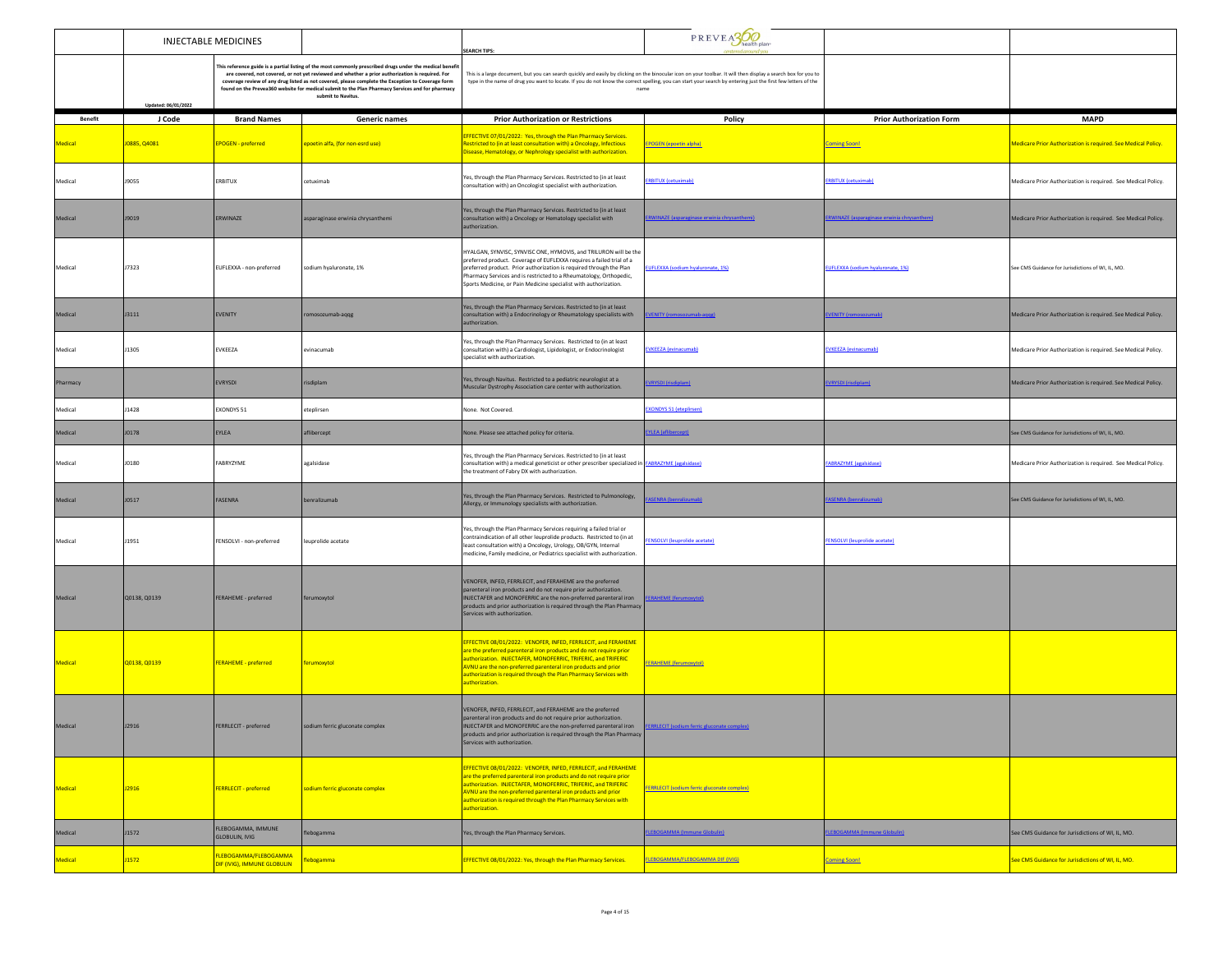| | INJECTABLE MEDICINES | | | SEARCH TIPS: | PREVEA360 health plan | | |
|---|---|---|---|---|---|---|---|
| | Updated: 06/01/2022 | This reference guide is a partial listing of the most commonly prescribed drugs under the medical benefit are covered, not covered, or not yet reviewed and whether a prior authorization is required. For coverage review of any drug listed as not covered, please complete the Exception to Coverage form found on the Prevea360 website for medical submit to the Plan Pharmacy Services and for pharmacy submit to Navitus. | | This is a large document, but you can search quickly and easily by clicking on the binocular icon on your toolbar. It will then display a search box for you to type in the name of drug you want to locate. If you do not know the correct spelling, you can start your search by entering just the first few letters of the name | | | |
| **Benefit** | **J Code** | **Brand Names** | **Generic names** | **Prior Authorization or Restrictions** | **Policy** | **Prior Authorization Form** | **MAPD** |
| Medical | J0885, Q4081 | EPOGEN - preferred | epoetin alfa, (for non-esrd use) | EFFECTIVE 07/01/2022: Yes, through the Plan Pharmacy Services. Restricted to (in at least consultation with) an Oncology, Infectious Disease, Hematology, or Nephrology specialist with authorization. | EPOGEN (epoetin alpha) | Coming Soon! | Medicare Prior Authorization is required. See Medical Policy. |
| Medical | J9055 | ERBITUX | cetuximab | Yes, through the Plan Pharmacy Services. Restricted to (in at least consultation with) an Oncologist specialist with authorization. | ERBITUX (cetuximab) | ERBITUX (cetuximab) | Medicare Prior Authorization is required. See Medical Policy. |
| Medical | J9019 | ERWINAZE | asparaginase erwinia chrysanthemi | Yes, through the Plan Pharmacy Services. Restricted to (in at least consultation with) a Oncology or Hematology specialist with authorization. | ERWINAZE (asparaginase erwinia chrysanthemi) | ERWINAZE (asparaginase erwinia chrysanthemi) | Medicare Prior Authorization is required. See Medical Policy. |
| Medical | J7323 | EUFLEXXA - non-preferred | sodium hyaluronate, 1% | HYALGAN, SYNVISC, SYNVISC ONE, HYMOVIS, and TRILURON will be the preferred product. Coverage of EUFLEXXA requires a failed trial of a preferred product. Prior authorization is required through the Plan Pharmacy Services and is restricted to a Rheumatology, Orthopedic, Sports Medicine, or Pain Medicine specialist with authorization. | EUFLEXXA (sodium hyaluronate, 1%) | EUFLEXXA (sodium hyaluronate, 1%) | See CMS Guidance for Jurisdictions of WI, IL, MO. |
| Medical | J3111 | EVENITY | romosozumab-aqqg | Yes, through the Plan Pharmacy Services. Restricted to (in at least consultation with) a Endocrinology or Rheumatology specialists with authorization. | EVENITY (romosozumab-aqqg) | EVENITY (romosozumab) | Medicare Prior Authorization is required. See Medical Policy. |
| Medical | J1305 | EVKEEZA | evinacumab | Yes, through the Plan Pharmacy Services. Restricted to (in at least consultation with) a Cardiologist, Lipidologist, or Endocrinologist specialist with authorization. | EVKEEZA (evinacumab) | EVKEEZA (evinacumab) | Medicare Prior Authorization is required. See Medical Policy. |
| Pharmacy | | EVRYSDI | risdiplam | Yes, through Navitus. Restricted to a pediatric neurologist at a Muscular Dystrophy Association care center with authorization. | EVRYSDI (risdiplam) | EVRYSDI (risdiplam) | Medicare Prior Authorization is required. See Medical Policy. |
| Medical | J1428 | EXONDYS 51 | eteplirsen | None. Not Covered. | EXONDYS 51 (eteplirsen) | | |
| Medical | J0178 | EYLEA | aflibercept | None. Please see attached policy for criteria. | EYLEA (aflibercept) | | See CMS Guidance for Jurisdictions of WI, IL, MO. |
| Medical | J0180 | FABRYZYME | agalsidase | Yes, through the Plan Pharmacy Services. Restricted to (in at least consultation with) a medical geneticist or other prescriber specialized in the treatment of Fabry DX with authorization. | FABRAZYME (agalsidase) | FABRAZYME (agalsidase) | Medicare Prior Authorization is required. See Medical Policy. |
| Medical | J0517 | FASENRA | benralizumab | Yes, through the Plan Pharmacy Services. Restricted to Pulmonology, Allergy, or Immunology specialists with authorization. | FASENRA (benralizumab) | FASENRA (benralizumab) | See CMS Guidance for Jurisdictions of WI, IL, MO. |
| Medical | J1951 | FENSOLVI - non-preferred | leuprolide acetate | Yes, through the Plan Pharmacy Services requiring a failed trial or contraindication of all other leuprolide products. Restricted to (in at least consultation with) a Oncology, Urology, OB/GYN, Internal medicine, Family medicine, or Pediatrics specialist with authorization. | FENSOLVI (leuprolide acetate) | FENSOLVI (leuprolide acetate) | |
| Medical | Q0138, Q0139 | FERAHEME - preferred | ferumoxytol | VENOFER, INFED, FERRLECIT, and FERAHEME are the preferred parenteral iron products and do not require prior authorization. INJECTAFER and MONOFERRIC are the non-preferred parenteral iron products and prior authorization is required through the Plan Pharmacy Services with authorization. | FERAHEME (ferumoxytol) | | |
| Medical | Q0138, Q0139 | FERAHEME - preferred | ferumoxytol | EFFECTIVE 08/01/2022: VENOFER, INFED, FERRLECIT, and FERAHEME are the preferred parenteral iron products and do not require prior authorization. INJECTAFER, MONOFERRIC, TRIFERIC, and TRIFERIC AVNU are the non-preferred parenteral iron products and prior authorization is required through the Plan Pharmacy Services with authorization. | FERAHEME (ferumoxytol) | | |
| Medical | J2916 | FERRLECIT - preferred | sodium ferric gluconate complex | VENOFER, INFED, FERRLECIT, and FERAHEME are the preferred parenteral iron products and do not require prior authorization. INJECTAFER and MONOFERRIC are the non-preferred parenteral iron products and prior authorization is required through the Plan Pharmacy Services with authorization. | FERRLECIT (sodium ferric gluconate complex) | | |
| Medical | J2916 | FERRLECIT - preferred | sodium ferric gluconate complex | EFFECTIVE 08/01/2022: VENOFER, INFED, FERRLECIT, and FERAHEME are the preferred parenteral iron products and do not require prior authorization. INJECTAFER, MONOFERRIC, TRIFERIC, and TRIFERIC AVNU are the non-preferred parenteral iron products and prior authorization is required through the Plan Pharmacy Services with authorization. | FERRLECIT (sodium ferric gluconate complex) | | |
| Medical | J1572 | FLEBOGAMMA, IMMUNE GLOBULIN, IVIG | flebogamma | Yes, through the Plan Pharmacy Services. | FLEBOGAMMA (Immune Globulin) | FLEBOGAMMA (Immune Globulin) | See CMS Guidance for Jurisdictions of WI, IL, MO. |
| Medical | J1572 | FLEBOGAMMA/FLEBOGAMMA DIF (IVIG), IMMUNE GLOBULIN | flebogamma | EFFECTIVE 08/01/2022: Yes, through the Plan Pharmacy Services. | FLEBOGAMMA/FLEBOGAMMA DIF (IVIG) | Coming Soon! | See CMS Guidance for Jurisdictions of WI, IL, MO. |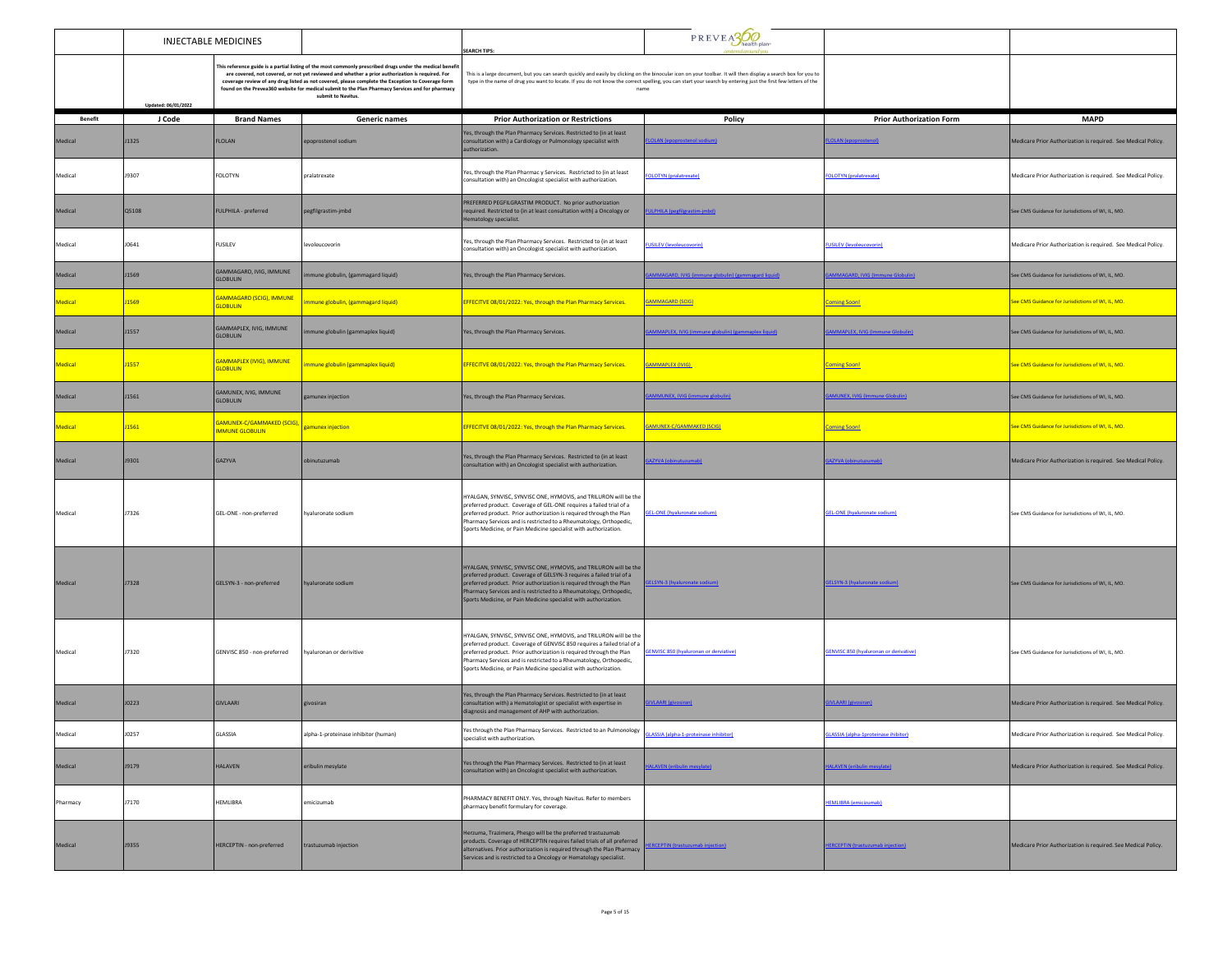| | INJECTABLE MEDICINES | | | SEARCH TIPS: | PREVEA360 health plan centered around you | | |
|---|---|---|---|---|---|---|---|
| | Updated: 06/01/2022 | This reference guide is a partial listing of the most commonly prescribed drugs under the medical benefit are covered, not covered, or not yet reviewed and whether a prior authorization is required. For coverage review of any drug listed as not covered, please complete the Exception to Coverage form found on the Prevea360 website for medical submit to the Plan Pharmacy Services and for pharmacy submit to Navitus. | | This is a large document, but you can search quickly and easily by clicking on the binocular icon on your toolbar. It will then display a search box for you to type in the name of the drug you want to locate. If you do not know the correct spelling, you can start your search by entering just the first few letters of the name | | | |
| **Benefit** | **J Code** | **Brand Names** | **Generic names** | **Prior Authorization or Restrictions** | **Policy** | **Prior Authorization Form** | **MAPD** |
| Medical | J1325 | FLOLAN | epoprostenol sodium | Yes, through the Plan Pharmacy Services. Restricted to (in at least consultation with) a Cardiology or Pulmonology specialist with authorization. | FLOLAN (epoprostenol sodium) | FLOLAN (epoprostenol) | Medicare Prior Authorization is required. See Medical Policy. |
| Medical | J9307 | FOLOTYN | pralatrexate | Yes, through the Plan Pharmac y Services. Restricted to (in at least consultation with) an Oncologist specialist with authorization. | FOLOTYN (pralatrexate) | FOLOTYN (pralatrexate) | Medicare Prior Authorization is required. See Medical Policy. |
| Medical | Q5108 | FULPHILA - preferred | pegfilgrastim-jmbd | PREFERRED PEGFILGRASTIM PRODUCT. No prior authorization required. Restricted to (in at least consultation with) a Oncology or Hematology specialist. | FULPHILA (pegfilgrastim-jmbd) | | See CMS Guidance for Jurisdictions of WI, IL, MO. |
| Medical | J0641 | FUSILEV | levoleucovorin | Yes, through the Plan Pharmacy Services. Restricted to (in at least consultation with) an Oncologist specialist with authorization. | FUSILEV (levoleucovorin) | FUSILEV (levoleucovorin) | Medicare Prior Authorization is required. See Medical Policy. |
| Medical | J1569 | GAMMAGARD, IVIG, IMMUNE GLOBULIN | immune globulin, (gammagard liquid) | Yes, through the Plan Pharmacy Services. | GAMMAGARD, IVIG (immune globulin) (gammagard liquid) | GAMMAGARD, IVIG (Immune Globulin) | See CMS Guidance for Jurisdictions of WI, IL, MO. |
| Medical | J1569 | GAMMAGARD (SCIG), IMMUNE GLOBULIN | immune globulin, (gammagard liquid) | EFFECITVE 08/01/2022: Yes, through the Plan Pharmacy Services. | GAMMAGARD (SCIG) | Coming Soon! | See CMS Guidance for Jurisdictions of WI, IL, MO. |
| Medical | J1557 | GAMMAPLEX, IVIG, IMMUNE GLOBULIN | immune globulin (gammaplex liquid) | Yes, through the Plan Pharmacy Services. | GAMMAPLEX, IVIG (immune globulin) (gammaplex liquid) | GAMMAPLEX, IVIG (Immune Globulin) | See CMS Guidance for Jurisdictions of WI, IL, MO. |
| Medical | J1557 | GAMMAPLEX (IVIG), IMMUNE GLOBULIN | immune globulin (gammaplex liquid) | EFFECITVE 08/01/2022: Yes, through the Plan Pharmacy Services. | GAMMAPLEX (IVIG) | Coming Soon! | See CMS Guidance for Jurisdictions of WI, IL, MO. |
| Medical | J1561 | GAMUNEX, IVIG, IMMUNE GLOBULIN | gamunex injection | Yes, through the Plan Pharmacy Services. | GAMMUNEX, IVIG (immune globulin) | GAMUNEX, IVIG (Immune Globulin) | See CMS Guidance for Jurisdictions of WI, IL, MO. |
| Medical | J1561 | GAMUNEX-C/GAMMAKED (SCIG), IMMUNE GLOBULIN | gamunex injection | EFFECITVE 08/01/2022: Yes, through the Plan Pharmacy Services. | GAMUNEX-C/GAMMAKED (SCIG) | Coming Soon! | See CMS Guidance for Jurisdictions of WI, IL, MO. |
| Medical | J9301 | GAZYVA | obinutuzumab | Yes, through the Plan Pharmacy Services. Restricted to (in at least consultation with) an Oncologist specialist with authorization. | GAZYVA (obinutuzumab) | GAZYVA (obinutuzumab) | Medicare Prior Authorization is required. See Medical Policy. |
| Medical | J7326 | GEL-ONE - non-preferred | hyaluronate sodium | HYALGAN, SYNVISC, SYNVISC ONE, HYMOVIS, and TRILURON will be the preferred product. Coverage of GEL-ONE requires a failed trial of a preferred product. Prior authorization is required through the Plan Pharmacy Services and is restricted to a Rheumatology, Orthopedic, Sports Medicine, or Pain Medicine specialist with authorization. | GEL-ONE (hyaluronate sodium) | GEL-ONE (hyaluronate sodium) | See CMS Guidance for Jurisdictions of WI, IL, MO. |
| Medical | J7328 | GELSYN-3 - non-preferred | hyaluronate sodium | HYALGAN, SYNVISC, SYNVISC ONE, HYMOVIS, and TRILURON will be the preferred product. Coverage of GELSYN-3 requires a failed trial of a preferred product. Prior authorization is required through the Plan Pharmacy Services and is restricted to a Rheumatology, Orthopedic, Sports Medicine, or Pain Medicine specialist with authorization. | GELSYN-3 (hyaluronate sodium) | GELSYN-3 (hyaluronate sodium) | See CMS Guidance for Jurisdictions of WI, IL, MO. |
| Medical | J7320 | GENVISC 850 - non-preferred | hyaluronan or derivitive | HYALGAN, SYNVISC, SYNVISC ONE, HYMOVIS, and TRILURON will be the preferred product. Coverage of GENVISC 850 requires a failed trial of a preferred product. Prior authorization is required through the Plan Pharmacy Services and is restricted to a Rheumatology, Orthopedic, Sports Medicine, or Pain Medicine specialist with authorization. | GENVISC 850 (hyaluronan or derviative) | GENVISC 850 (hyaluronan or derivative) | See CMS Guidance for Jurisdictions of WI, IL, MO. |
| Medical | J0223 | GIVLAARI | givosiran | Yes, through the Plan Pharmacy Services. Restricted to (in at least consultation with) a Hematologist or specialist with expertise in diagnosis and management of AHP with authorization. | GIVLAARI (givosiran) | GIVLAARI (givosiran) | Medicare Prior Authorization is required. See Medical Policy. |
| Medical | J0257 | GLASSIA | alpha-1-proteinase inhibitor (human) | Yes through the Plan Pharmacy Services. Restricted to an Pulmonology specialist with authorization. | GLASSIA (alpha-1-proteinase inhibitor) | GLASSIA (alpha-1proteinase ihibitor) | Medicare Prior Authorization is required. See Medical Policy. |
| Medical | J9179 | HALAVEN | eribulin mesylate | Yes through the Plan Pharmacy Services. Restricted to (in at least consultation with) an Oncologist specialist with authorization. | HALAVEN (eribulin mesylate) | HALAVEN (eribulin mesylate) | Medicare Prior Authorization is required. See Medical Policy. |
| Pharmacy | J7170 | HEMLIBRA | emicizumab | PHARMACY BENEFIT ONLY. Yes, through Navitus. Refer to members pharmacy benefit formulary for coverage. | | HEMLIBRA (emicizumab) | |
| Medical | J9355 | HERCEPTIN - non-preferred | trastuzumab injection | Herzuma, Trazimera, Phesgo will be the preferred trastuzumab products. Coverage of HERCEPTIN requires failed trials of all preferred alternatives. Prior authorization is required through the Plan Pharmacy Services and is restricted to a Oncology or Hematology specialist. | HERCEPTIN (trastuzumab injection) | HERCEPTIN (trastuzumab injection) | Medicare Prior Authorization is required. See Medical Policy. |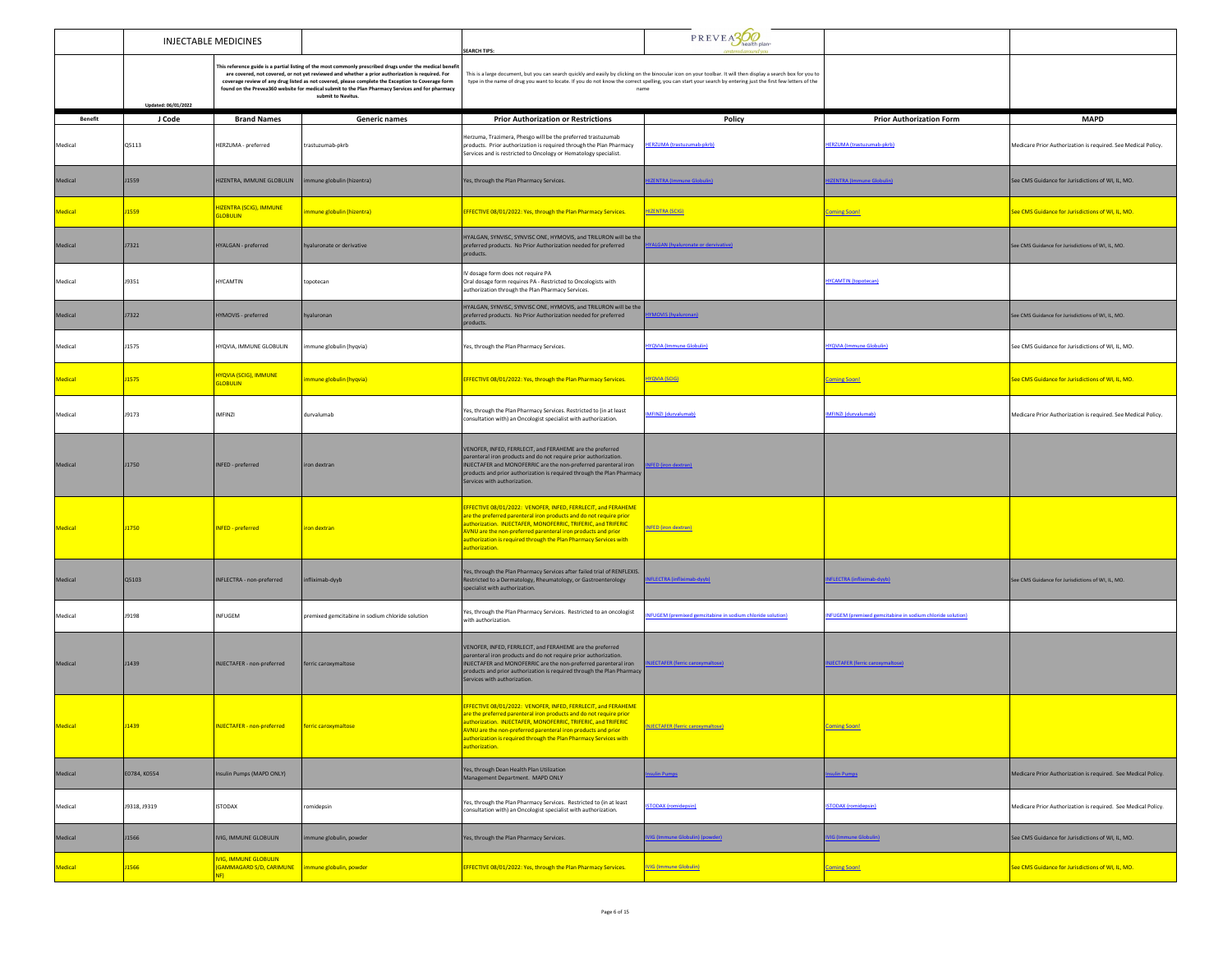| | INJECTABLE MEDICINES | | | SEARCH TIPS: | PREVEA360 health plan | | |
|---|---|---|---|---|---|---|---|
| | Updated: 06/01/2022 | This reference guide is a partial listing of the most commonly prescribed drugs under the medical benefit are covered, not covered, or not yet reviewed and whether a prior authorization is required. For coverage review of any drug listed as not covered, please complete the Exception to Coverage form found on the Prevea360 website for medical submit to the Plan Pharmacy Services and for pharmacy submit to Navitus. | | This is a large document, but you can search quickly and easily by clicking on the binocular icon on your toolbar. It will then display a search box for you to type in the name of drug you want to locate. If you do not know the correct spelling, you can start your search by entering just the first few letters of the name | | | |
| **Benefit** | **J Code** | **Brand Names** | **Generic names** | **Prior Authorization or Restrictions** | **Policy** | **Prior Authorization Form** | **MAPD** |
| Medical | Q5113 | HERZUMA - preferred | trastuzumab-pkrb | Herzuma, Trazimera, Phesgo will be the preferred trastuzumab products. Prior authorization is required through the Plan Pharmacy Services and is restricted to Oncology or Hematology specialist. | HERZUMA (trastuzumab-pkrb) | HERZUMA (trastuzumab-pkrb) | Medicare Prior Authorization is required. See Medical Policy. |
| Medical | J1559 | HIZENTRA, IMMUNE GLOBULIN | immune globulin (hizentra) | Yes, through the Plan Pharmacy Services. | HIZENTRA (Immune Globulin) | HIZENTRA (Immune Globulin) | See CMS Guidance for Jurisdictions of WI, IL, MO. |
| Medical | J1559 | HIZENTRA (SCIG), IMMUNE GLOBULIN | immune globulin (hizentra) | EFFECTIVE 08/01/2022: Yes, through the Plan Pharmacy Services. | HIZENTRA (SCIG) | Coming Soon! | See CMS Guidance for Jurisdictions of WI, IL, MO. |
| Medical | J7321 | HYALGAN - preferred | hyaluronate or derivative | HYALGAN, SYNVISC, SYNVISC ONE, HYMOVIS, and TRILURON will be the preferred products. No Prior Authorization needed for preferred products. | HYALGAN (hyaluronate or derivative) | | See CMS Guidance for Jurisdictions of WI, IL, MO. |
| Medical | J9351 | HYCAMTIN | topotecan | IV dosage form does not require PA<br>Oral dosage form requires PA - Restricted to Oncologists with authorization through the Plan Pharmacy Services. | | HYCAMTIN (topotecan) | |
| Medical | J7322 | HYMOVIS - preferred | hyaluronan | HYALGAN, SYNVISC, SYNVISC ONE, HYMOVIS, and TRILURON will be the preferred products. No Prior Authorization needed for preferred products. | HYMOVIS (hyaluronan) | | See CMS Guidance for Jurisdictions of WI, IL, MO. |
| Medical | J1575 | HYQVIA, IMMUNE GLOBULIN | immune globulin (hyqvia) | Yes, through the Plan Pharmacy Services. | HYQVIA (Immune Globulin) | HYQVIA (Immune Globulin) | See CMS Guidance for Jurisdictions of WI, IL, MO. |
| Medical | J1575 | HYQVIA (SCIG), IMMUNE GLOBULIN | immune globulin (hyqvia) | EFFECTIVE 08/01/2022: Yes, through the Plan Pharmacy Services. | HYQVIA (SCIG) | Coming Soon! | See CMS Guidance for Jurisdictions of WI, IL, MO. |
| Medical | J9173 | IMFINZI | durvalumab | Yes, through the Plan Pharmacy Services. Restricted to (in at least consultation with) an Oncologist specialist with authorization. | IMFINZI (durvalumab) | IMFINZI (durvalumab) | Medicare Prior Authorization is required. See Medical Policy. |
| Medical | J1750 | INFED - preferred | iron dextran | VENOFER, INFED, FERRLECIT, and FERAHEME are the preferred parenteral iron products and do not require prior authorization. INJECTAFER and MONOFERRIC are the non-preferred parenteral iron products and prior authorization is required through the Plan Pharmacy Services with authorization. | INFED (iron dextran) | | |
| Medical | J1750 | INFED - preferred | iron dextran | EFFECTIVE 08/01/2022: VENOFER, INFED, FERRLECIT, and FERAHEME are the preferred parenteral iron products and do not require prior authorization. INJECTAFER, MONOFERRIC, TRIFERIC, and TRIFERIC AVNU are the non-preferred parenteral iron products and prior authorization is required through the Plan Pharmacy Services with authorization. | INFED (iron dextran) | | |
| Medical | Q5103 | INFLECTRA - non-preferred | infliximab-dyyb | Yes, through the Plan Pharmacy Services after failed trial of RENFLEXIS. Restricted to a Dermatology, Rheumatology, or Gastroenterology specialist with authorization. | INFLECTRA (infliximab-dyyb) | INFLECTRA (infliximab-dyyb) | See CMS Guidance for Jurisdictions of WI, IL, MO. |
| Medical | J9198 | INFUGEM | premixed gemcitabine in sodium chloride solution | Yes, through the Plan Pharmacy Services. Restricted to an oncologist with authorization. | INFUGEM (premixed gemcitabine in sodium chloride solution) | INFUGEM (premixed gemcitabine in sodium chloride solution) | |
| Medical | J1439 | INJECTAFER - non-preferred | ferric caroxymaltose | VENOFER, INFED, FERRLECIT, and FERAHEME are the preferred parenteral iron products and do not require prior authorization. INJECTAFER and MONOFERRIC are the non-preferred parenteral iron products and prior authorization is required through the Plan Pharmacy Services with authorization. | INJECTAFER (ferric caroxymaltose) | INJECTAFER (ferric caroxymaltose) | |
| Medical | J1439 | INJECTAFER - non-preferred | ferric caroxymaltose | EFFECTIVE 08/01/2022: VENOFER, INFED, FERRLECIT, and FERAHEME are the preferred parenteral iron products and do not require prior authorization. INJECTAFER, MONOFERRIC, TRIFERIC, and TRIFERIC AVNU are the non-preferred parenteral iron products and prior authorization is required through the Plan Pharmacy Services with authorization. | INJECTAFER (ferric caroxymaltose) | Coming Soon! | |
| Medical | E0784, K0554 | Insulin Pumps (MAPD ONLY) | | Yes, through Dean Health Plan Utilization Management Department. MAPD ONLY | Insulin Pumps | Insulin Pumps | Medicare Prior Authorization is required. See Medical Policy. |
| Medical | J9318, J9319 | ISTODAX | romidepsin | Yes, through the Plan Pharmacy Services. Restricted to (in at least consultation with) an Oncologist specialist with authorization. | ISTODAX (romidepsin) | ISTODAX (romidepsin) | Medicare Prior Authorization is required. See Medical Policy. |
| Medical | J1566 | IVIG, IMMUNE GLOBULIN | immune globulin, powder | Yes, through the Plan Pharmacy Services. | IVIG (Immune Globulin) (powder) | IVIG (Immune Globulin) | See CMS Guidance for Jurisdictions of WI, IL, MO. |
| Medical | J1566 | IVIG, IMMUNE GLOBULIN (GAMMAGARD S/D, CARIMUNE NF) | immune globulin, powder | EFFECTIVE 08/01/2022: Yes, through the Plan Pharmacy Services. | IVIG (Immune Globulin) | Coming Soon! | See CMS Guidance for Jurisdictions of WI, IL, MO. |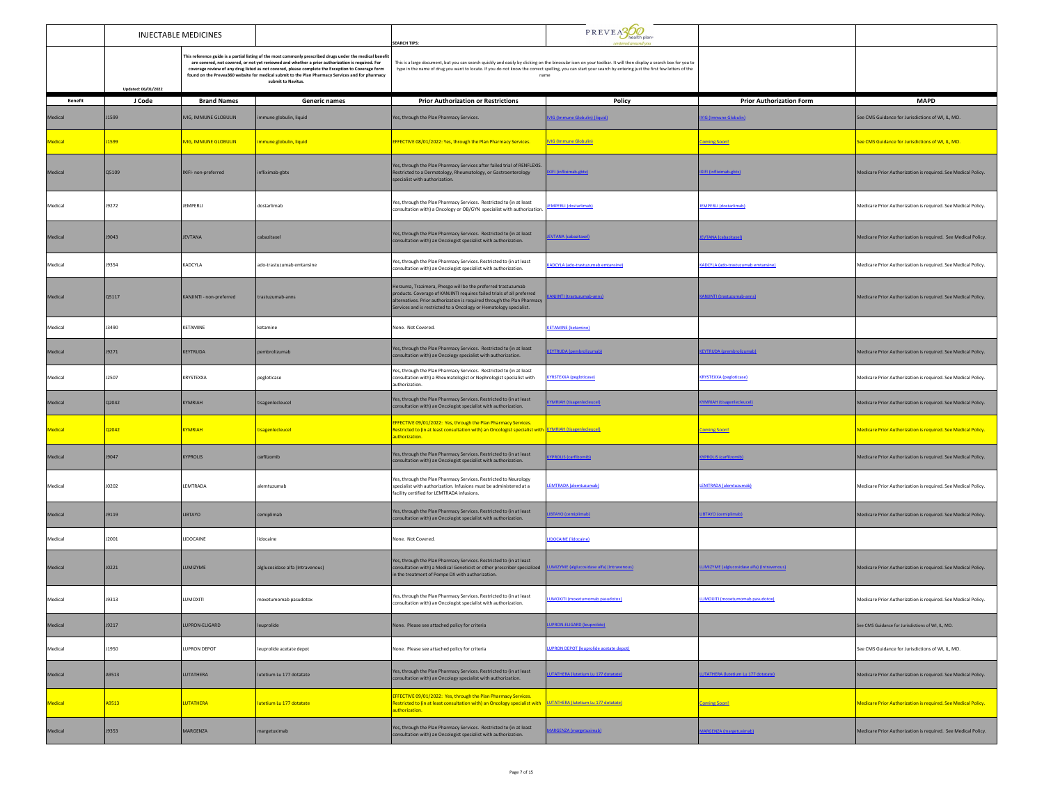| | INJECTABLE MEDICINES | | | SEARCH TIPS: | PREVEA360 health plan | | |
|---|---|---|---|---|---|---|---|
| | Updated: 06/01/2022 | This reference guide is a partial listing of the most commonly prescribed drugs under the medical benefit are covered, not covered, or not yet reviewed and whether a prior authorization is required. For coverage review of any drug listed as not covered, please complete the Exception to Coverage form found on the Prevea360 website for medical submit to the Plan Pharmacy Services and for pharmacy submit to Navitus. | | This is a large document, but you can search quickly and easily by clicking on the binocular icon on your toolbar. It will then display a search box for you to type in the name of drug you want to locate. If you do not know the correct spelling, you can start your search by entering just the first few letters of the name | | | |
| **Benefit** | **J Code** | **Brand Names** | **Generic names** | **Prior Authorization or Restrictions** | **Policy** | **Prior Authorization Form** | **MAPD** |
| Medical | J1599 | IVIG, IMMUNE GLOBULIN | immune globulin, liquid | Yes, through the Plan Pharmacy Services. | IVIG (Immune Globulin) (liquid) | IVIG (Immune Globulin) | See CMS Guidance for Jurisdictions of WI, IL, MO. |
| Medical | J1599 | IVIG, IMMUNE GLOBULIN | immune globulin, liquid | EFFECTIVE 08/01/2022: Yes, through the Plan Pharmacy Services. | IVIG (Immune Globulin) | Coming Soon! | See CMS Guidance for Jurisdictions of WI, IL, MO. |
| Medical | Q5109 | IXIFI- non-preferred | infliximab-qbtx | Yes, through the Plan Pharmacy Services after failed trial of RENFLEXIS. Restricted to a Dermatology, Rheumatology, or Gastroenterology specialist with authorization. | IXIFI (infliximab-qbtx) | IXIFI (infliximab-qbtx) | Medicare Prior Authorization is required. See Medical Policy. |
| Medical | J9272 | JEMPERLI | dostarlimab | Yes, through the Plan Pharmacy Services. Restricted to (in at least consultation with) a Oncology or OB/GYN specialist with authorization. | JEMPERLI (dostarlimab) | JEMPERLI (dostarlimab) | Medicare Prior Authorization is required. See Medical Policy. |
| Medical | J9043 | JEVTANA | cabazitaxel | Yes, through the Plan Pharmacy Services. Restricted to (in at least consultation with) an Oncologist specialist with authorization. | JEVTANA (cabazitaxel) | JEVTANA (cabazitaxel) | Medicare Prior Authorization is required. See Medical Policy. |
| Medical | J9354 | KADCYLA | ado-trastuzumab emtansine | Yes, through the Plan Pharmacy Services. Restricted to (in at least consultation with) an Oncologist specialist with authorization. | KADCYLA (ado-trastuzumab emtansine) | KADCYLA (ado-trastuzumab emtansine) | Medicare Prior Authorization is required. See Medical Policy. |
| Medical | Q5117 | KANJINTI - non-preferred | trastuzumab-anns | Herzuma, Trazimera, Phesgo will be the preferred trastuzumab products. Coverage of KANJINTI requires failed trials of all preferred alternatives. Prior authorization is required through the Plan Pharmacy Services and is restricted to a Oncology or Hematology specialist. | KANJINTI (trastuzumab-anns) | KANJINTI (trastuzumab-anns) | Medicare Prior Authorization is required. See Medical Policy. |
| Medical | J3490 | KETAMINE | ketamine | None. Not Covered. | KETAMINE (ketamine) | | |
| Medical | J9271 | KEYTRUDA | pembrolizumab | Yes, through the Plan Pharmacy Services. Restricted to (in at least consultation with) an Oncology specialist with authorization. | KEYTRUDA (pembrolizumab) | KEYTRUDA (prembrolizumab) | Medicare Prior Authorization is required. See Medical Policy. |
| Medical | J2507 | KRYSTEXXA | pegloticase | Yes, through the Plan Pharmacy Services. Restricted to (in at least consultation with) a Rheumatologist or Nephrologist specialist with authorization. | KRYSTEXXA (pegloticase) | KRYSTEXXA (pegloticase) | Medicare Prior Authorization is required. See Medical Policy. |
| Medical | Q2042 | KYMRIAH | tisagenlecleucel | Yes, through the Plan Pharmacy Services. Restricted to (in at least consultation with) an Oncologist specialist with authorization. | KYMRIAH (tisagenlecleucel) | KYMRIAH (tisagenlecleucel) | Medicare Prior Authorization is required. See Medical Policy. |
| Medical | Q2042 | KYMRIAH | tisagenlecleucel | EFFECTIVE 09/01/2022: Yes, through the Plan Pharmacy Services. Restricted to (in at least consultation with) an Oncologist specialist with authorization. | KYMRIAH (tisagenlecleucel) | Coming Soon! | Medicare Prior Authorization is required. See Medical Policy. |
| Medical | J9047 | KYPROLIS | carfilzomib | Yes, through the Plan Pharmacy Services. Restricted to (in at least consultation with) an Oncologist specialist with authorization. | KYPROLIS (carfilzomib) | KYPROLIS (carfilzomib) | Medicare Prior Authorization is required. See Medical Policy. |
| Medical | J0202 | LEMTRADA | alemtuzumab | Yes, through the Plan Pharmacy Services. Restricted to Neurology specialist with authorization. Infusions must be administered at a facility certified for LEMTRADA infusions. | LEMTRADA (alemtuzumab) | LEMTRADA (alemtuzumab) | Medicare Prior Authorization is required. See Medical Policy. |
| Medical | J9119 | LIBTAYO | cemiplimab | Yes, through the Plan Pharmacy Services. Restricted to (in at least consultation with) an Oncologist specialist with authorization. | LIBTAYO (cemiplimab) | LIBTAYO (cemiplimab) | Medicare Prior Authorization is required. See Medical Policy. |
| Medical | J2001 | LIDOCAINE | lidocaine | None. Not Covered. | LIDOCAINE (lidocaine) | | |
| Medical | J0221 | LUMIZYME | alglucosidase alfa (Intravenous) | Yes, through the Plan Pharmacy Services. Restricted to (in at least consultation with) a Medical Geneticist or other prescriber specialized in the treatment of Pompe DX with authorization. | LUMIZYME (alglucosidase alfa) (Intravenous) | LUMIZYME (alglucosidase alfa) (Intravenous) | Medicare Prior Authorization is required. See Medical Policy. |
| Medical | J9313 | LUMOXITI | moxetumomab pasudotox | Yes, through the Plan Pharmacy Services. Restricted to (in at least consultation with) an Oncologist specialist with authorization. | LUMOXITI (moxetumomab pasudotox) | LUMOXITI (moxetumomab pasudotox) | Medicare Prior Authorization is required. See Medical Policy. |
| Medical | J9217 | LUPRON-ELIGARD | leuprolide | None. Please see attached policy for criteria | LUPRON-ELIGARD (leuprolide) | | See CMS Guidance for Jurisdictions of WI, IL, MO. |
| Medical | J1950 | LUPRON DEPOT | leuprolide acetate depot | None. Please see attached policy for criteria | LUPRON DEPOT (leuprolide acetate depot) | | See CMS Guidance for Jurisdictions of WI, IL, MO. |
| Medical | A9513 | LUTATHERA | lutetium Lu 177 dotatate | Yes, through the Plan Pharmacy Services. Restricted to (in at least consultation with) an Oncology specialist with authorization. | LUTATHERA (lutetium Lu 177 dotatate) | LUTATHERA (lutetium Lu 177 dotatate) | Medicare Prior Authorization is required. See Medical Policy. |
| Medical | A9513 | LUTATHERA | lutetium Lu 177 dotatate | EFFECTIVE 09/01/2022: Yes, through the Plan Pharmacy Services. Restricted to (in at least consultation with) an Oncology specialist with authorization. | LUTATHERA (lutetium Lu 177 dotatate) | Coming Soon! | Medicare Prior Authorization is required. See Medical Policy. |
| Medical | J9353 | MARGENZA | margetuximab | Yes, through the Plan Pharmacy Services. Restricted to (in at least consultation with) an Oncologist specialist with authorization. | MARGENZA (margetuximab) | MARGENZA (margetuximab) | Medicare Prior Authorization is required. See Medical Policy. |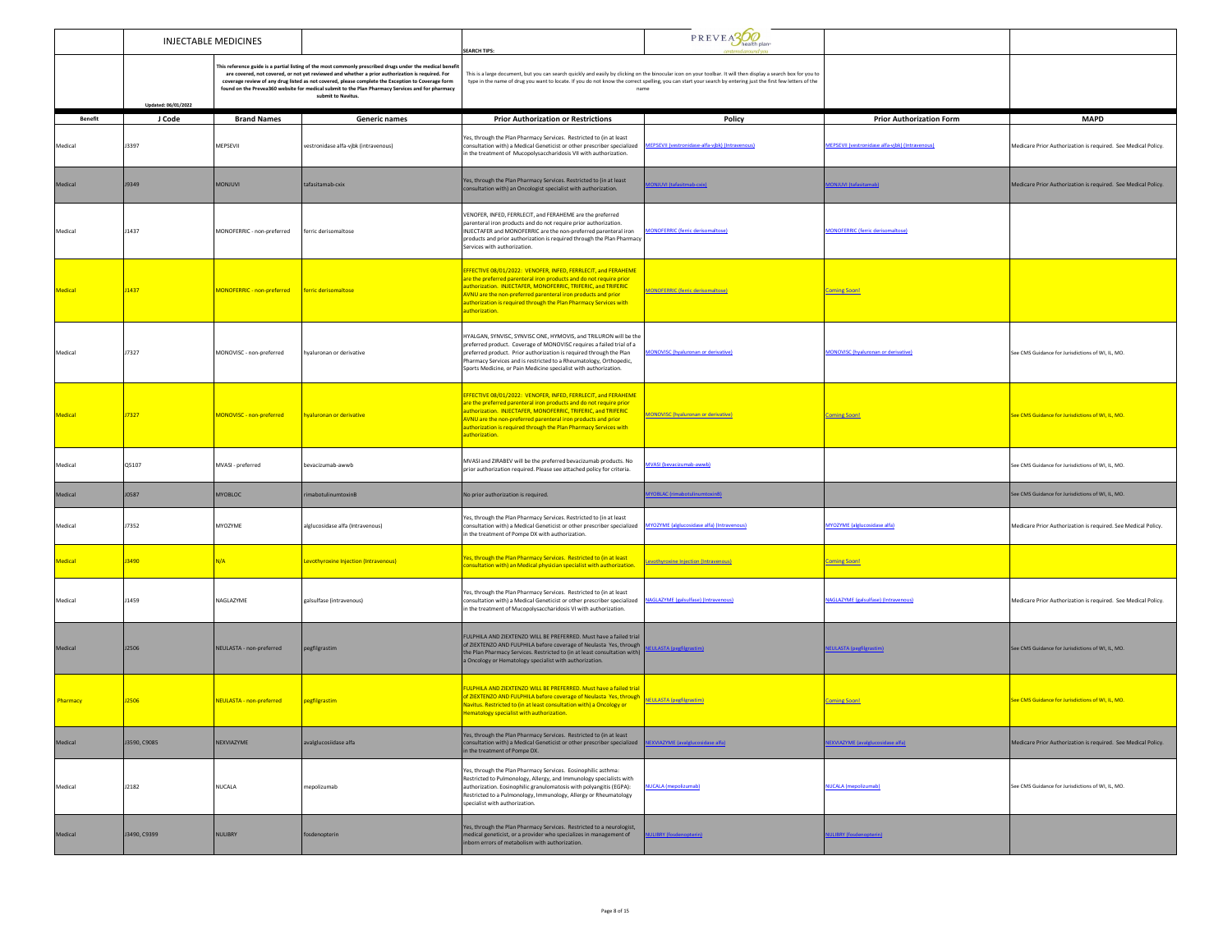| | INJECTABLE MEDICINES | | | SEARCH TIPS: | | | |
|---|---|---|---|---|---|---|---|
| | Updated: 06/01/2022 | This reference guide is a partial listing of the most commonly prescribed drugs under the medical benefit are covered, not covered, or not yet reviewed and whether a prior authorization is required. For coverage review of any drug listed as not covered, please complete the Exception to Coverage form found on the Prevea360 website for medical submit to the Plan Pharmacy Services and for pharmacy submit to Navitus. | | This is a large document, but you can search quickly and easily by clicking on the binocular icon on your toolbar. It will then display a search box for you to type in the name of drug you want to locate. If you do not know the correct spelling, you can start your search by entering just the first few letters of the name | | | |
| **Benefit** | **J Code** | **Brand Names** | **Generic names** | **Prior Authorization or Restrictions** | **Policy** | **Prior Authorization Form** | **MAPD** |
| Medical | J3397 | MEPSEVII | vestronidase alfa-vjbk (intravenous) | Yes, through the Plan Pharmacy Services. Restricted to (in at least consultation with) a Medical Geneticist or other prescriber specialized in the treatment of Mucopolysaccharidosis VII with authorization. | MEPSEVII (vestronidase alfa-vjbk) (intravenous) | MEPSEVII (vestronidase alfa-vjbk) (intravenous) | Medicare Prior Authorization is required. See Medical Policy. |
| Medical | J9349 | MONJUVI | tafasitamab-cxix | Yes, through the Plan Pharmacy Services. Restricted to (in at least consultation with) an Oncologist specialist with authorization. | MONJUVI (tafasitamab-cxix) | MONJUVI (tafasitamab) | Medicare Prior Authorization is required. See Medical Policy. |
| Medical | J1437 | MONOFERRIC - non-preferred | ferric derisomaltose | VENOFER, INFED, FERRLECIT, and FERAHEME are the preferred parenteral iron products and do not require prior authorization. INJECTAFER and MONOFERRIC are the non-preferred parenteral iron products and prior authorization is required through the Plan Pharmacy Services with authorization. | MONOFERRIC (ferric derisomaltose) | MONOFERRIC (ferric derisomaltose) | |
| Medical | J1437 | MONOFERRIC - non-preferred | ferric derisomaltose | EFFECTIVE 08/01/2022: VENOFER, INFED, FERRLECIT, and FERAHEME are the preferred parenteral iron products and do not require prior authorization. INJECTAFER, MONOFERRIC, TRIFERIC, and TRIFERIC AVNU are the non-preferred parenteral iron products and prior authorization is required through the Plan Pharmacy Services with authorization. | MONOFERRIC (ferric derisomaltose) | Coming Soon! | |
| Medical | J7327 | MONOVISC - non-preferred | hyaluronan or derivative | HYALGAN, SYNVISC, SYNVISC ONE, HYMOVIS, and TRILURON will be the preferred product. Coverage of MONOVISC requires a failed trial of a preferred product. Prior authorization is required through the Plan Pharmacy Services and is restricted to a Rheumatology, Orthopedic, Sports Medicine, or Pain Medicine specialist with authorization. | MONOVISC (hyaluronan or derivative) | MONOVISC (hyaluronan or derivative) | See CMS Guidance for Jurisdictions of WI, IL, MO. |
| Medical | J7327 | MONOVISC - non-preferred | hyaluronan or derivative | EFFECTIVE 08/01/2022: VENOFER, INFED, FERRLECIT, and FERAHEME are the preferred parenteral iron products and do not require prior authorization. INJECTAFER, MONOFERRIC, TRIFERIC, and TRIFERIC AVNU are the non-preferred parenteral iron products and prior authorization is required through the Plan Pharmacy Services with authorization. | MONOVISC (hyaluronan or derivative) | Coming Soon! | See CMS Guidance for Jurisdictions of WI, IL, MO. |
| Medical | Q5107 | MVASI - preferred | bevacizumab-awwb | MVASI and ZIRABEV will be the preferred bevacizumab products. No prior authorization required. Please see attached policy for criteria. | MVASI (bevacizumab-awwb) | | See CMS Guidance for Jurisdictions of WI, IL, MO. |
| Medical | J0587 | MYOBLOC | rimabotulinumtoxinB | No prior authorization is required. | MYOBLOC (rimabotulinumtoxinB) | | See CMS Guidance for Jurisdictions of WI, IL, MO. |
| Medical | J7352 | MYOZYME | alglucosidase alfa (Intravenous) | Yes, through the Plan Pharmacy Services. Restricted to (in at least consultation with) a Medical Geneticist or other prescriber specialized in the treatment of Pompe DX with authorization. | MYOZYME (alglucosidase alfa) (Intravenous) | MYOZYME (alglucosidase alfa) | Medicare Prior Authorization is required. See Medical Policy. |
| Medical | J3490 | N/A | Levothyroxine Injection (Intravenous) | Yes, through the Plan Pharmacy Services. Restricted to (in at least consultation with) an Medical physician specialist with authorization. | Levothyroxine Injection (Intravenous) | Coming Soon! | |
| Medical | J1459 | NAGLAZYME | galsulfase (intravenous) | Yes, through the Plan Pharmacy Services. Restricted to (in at least consultation with) a Medical Geneticist or other prescriber specialized in the treatment of Mucopolysaccharidosis VI with authorization. | NAGLAZYME (galsulfase) (Intravenous) | NAGLAZYME (galsulfase) (Intravenous) | Medicare Prior Authorization is required. See Medical Policy. |
| Medical | J2506 | NEULASTA - non-preferred | pegfilgrastim | FULPHILA AND ZIEXTENZO WILL BE PREFERRED. Must have a failed trial of ZIEXTENZO AND FULPHILA before coverage of Neulasta Yes, through the Plan Pharmacy Services. Restricted to (in at least consultation with) a Oncology or Hematology specialist with authorization. | NEULASTA (pegfilgrastim) | NEULASTA (pegfilgrastim) | See CMS Guidance for Jurisdictions of WI, IL, MO. |
| Pharmacy | J2506 | NEULASTA - non-preferred | pegfilgrastim | FULPHILA AND ZIEXTENZO WILL BE PREFERRED. Must have a failed trial of ZIEXTENZO AND FULPHILA before coverage of Neulasta Yes, through Navitus. Restricted to (in at least consultation with) a Oncology or Hematology specialist with authorization. | NEULASTA (pegfilgrastim) | Coming Soon! | See CMS Guidance for Jurisdictions of WI, IL, MO. |
| Medical | J3590, C9085 | NEXVIAZYME | avalglucosidase alfa | Yes, through the Plan Pharmacy Services. Restricted to (in at least consultation with) a Medical Geneticist or other prescriber specialized in the treatment of Pompe DX. | NEXVIAZYME (avalglucosidase alfa) | NEXVIAZYME (avalglucosidase alfa) | Medicare Prior Authorization is required. See Medical Policy. |
| Medical | J2182 | NUCALA | mepolizumab | Yes, through the Plan Pharmacy Services. Eosinophilic asthma: Restricted to Pulmonology, Allergy, and Immunology specialists with authorization. Eosinophilic granulomatosis with polyangitis (EGPA): Restricted to a Pulmonology, Immunology, Allergy or Rheumatology specialist with authorization. | NUCALA (mepolizumab) | NUCALA (mepolizumab) | See CMS Guidance for Jurisdictions of WI, IL, MO. |
| Medical | J3490, C9399 | NULIBRY | fosdenopterin | Yes, through the Plan Pharmacy Services. Restricted to a neurologist, medical geneticist, or a provider who specializes in management of inborn errors of metabolism with authorization. | NULIBRY (fosdenopterin) | NULIBRY (fosdenopterin) | |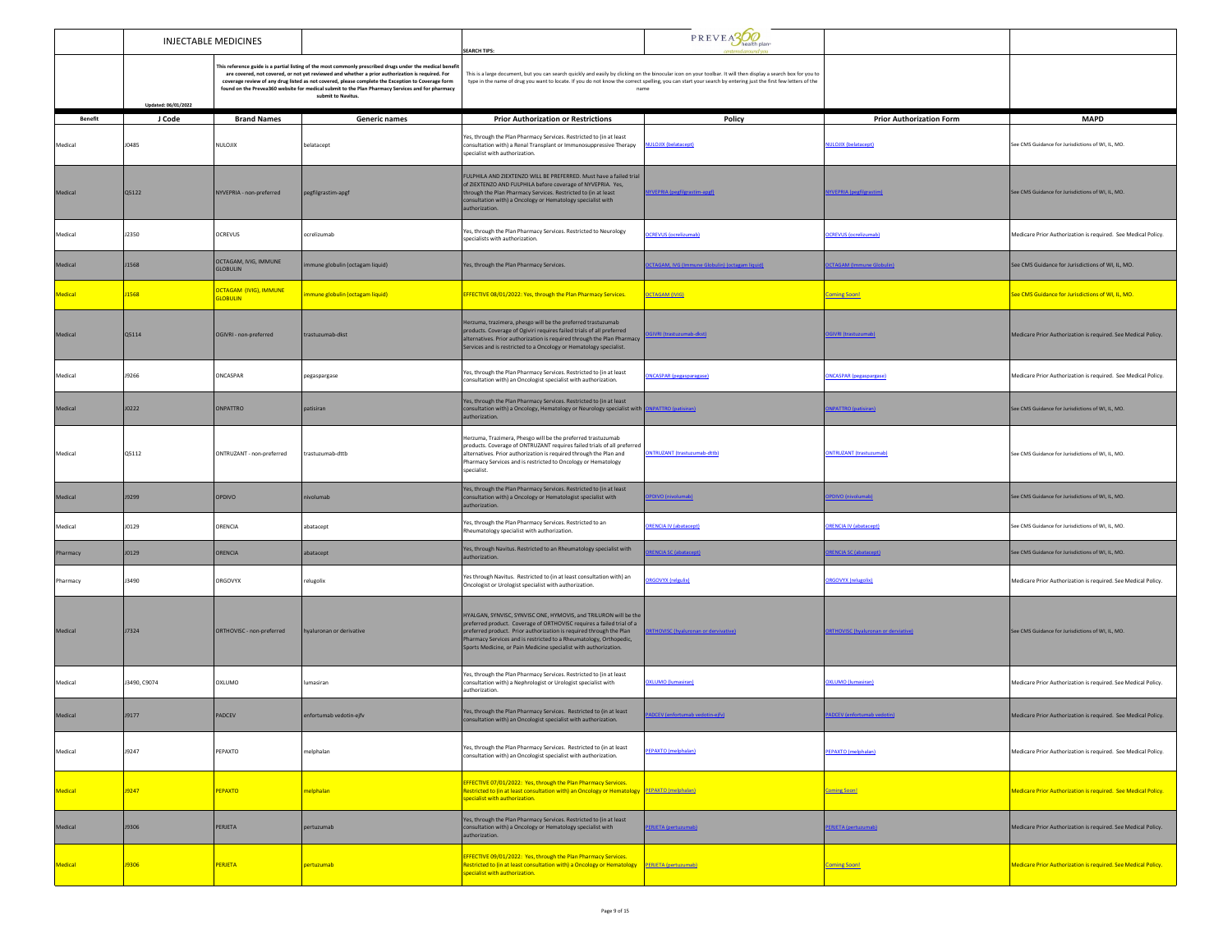# INJECTABLE MEDICINES

Updated: 06/01/2022

This reference guide is a partial listing of the most commonly prescribed drugs under the medical benefit are covered, not covered, or not yet reviewed and whether a prior authorization is required. For coverage review of any drug listed as not covered, please complete the Exception to Coverage form found on the Prevea360 website for medical submit to the Plan Pharmacy Services and for pharmacy submit to Navitus.

**SEARCH TIPS:**

This is a large document, but you can search quickly and easily by clicking on the binocular icon on your toolbar. It will then display a search box for you to type in the name of drug you want to locate. If you do not know the correct spelling, you can start your search by entering just the first few letters of the name

| Benefit | J Code | Brand Names | Generic names | Prior Authorization or Restrictions | Policy | Prior Authorization Form | MAPD |
|---|---|---|---|---|---|---|---|
| Medical | J0485 | NULOJIX | belatacept | Yes, through the Plan Pharmacy Services. Restricted to (in at least consultation with) a Renal Transplant or Immunosuppressive Therapy specialist with authorization. | NULOJIX (belatacept) | NULOJIX (belatacept) | See CMS Guidance for Jurisdictions of WI, IL, MO. |
| Medical | Q5122 | NYVEPRIA - non-preferred | pegfilgrastim-apgf | FULPHILA AND ZIEXTENZO WILL BE PREFERRED. Must have a failed trial of ZIEXTENZO AND FULPHILA before coverage of NYVEPRIA. Yes, through the Plan Pharmacy Services. Restricted to (in at least consultation with) a Oncology or Hematology specialist with authorization. | NYVEPRIA (pegfilgrastim-apgf) | NYVEPRIA (pegfilgrastim) | See CMS Guidance for Jurisdictions of WI, IL, MO. |
| Medical | J2350 | OCREVUS | ocrelizumab | Yes, through the Plan Pharmacy Services. Restricted to Neurology specialists with authorization. | OCREVUS (ocrelizumab) | OCREVUS (ocrelizumab) | Medicare Prior Authorization is required. See Medical Policy. |
| Medical | J1568 | OCTAGAM, IVIG, IMMUNE GLOBULIN | immune globulin (octagam liquid) | Yes, through the Plan Pharmacy Services. | OCTAGAM, IVIG (Immune Globulin) (octagam liquid) | OCTAGAM (Immune Globulin) | See CMS Guidance for Jurisdictions of WI, IL, MO. |
| Medical | J1568 | OCTAGAM (IVIG), IMMUNE GLOBULIN | immune globulin (octagam liquid) | EFFECTIVE 08/01/2022: Yes, through the Plan Pharmacy Services. | OCTAGAM (IVIG) | Coming Soon! | See CMS Guidance for Jurisdictions of WI, IL, MO. |
| Medical | Q5114 | OGIVRI - non-preferred | trastuzumab-dkst | Herzuma, trazimera, phesgo will be the preferred trastuzumab products. Coverage of Ogiviri requires failed trials of all preferred alternatives. Prior authorization is required through the Plan Pharmacy Services and is restricted to a Oncology or Hematology specialist. | OGIVRI (trastuzumab-dkst) | OGIVRI (trastuzumab) | Medicare Prior Authorization is required. See Medical Policy. |
| Medical | J9266 | ONCASPAR | pegaspargase | Yes, through the Plan Pharmacy Services. Restricted to (in at least consultation with) an Oncologist specialist with authorization. | ONCASPAR (pegasparagase) | ONCASPAR (pegaspargase) | Medicare Prior Authorization is required. See Medical Policy. |
| Medical | J0222 | ONPATTRO | patisiran | Yes, through the Plan Pharmacy Services. Restricted to (in at least consultation with) a Oncology, Hematology or Neurology specialist with authorization. | ONPATTRO (patisiran) | ONPATTRO (patisiran) | See CMS Guidance for Jurisdictions of WI, IL, MO. |
| Medical | Q5112 | ONTRUZANT - non-preferred | trastuzumab-dttb | Herzuma, Trazimera, Phesgo will be the preferred trastuzumab products. Coverage of ONTRUZANT requires failed trials of all preferred alternatives. Prior authorization is required through the Plan and Pharmacy Services and is restricted to Oncology or Hematology specialist. | ONTRUZANT (trastuzumab-dttb) | ONTRUZANT (trastuzumab) | See CMS Guidance for Jurisdictions of WI, IL, MO. |
| Medical | J9299 | OPDIVO | nivolumab | Yes, through the Plan Pharmacy Services. Restricted to (in at least consultation with) a Oncology or Hematologist specialist with authorization. | OPDIVO (nivolumab) | OPDIVO (nivolumab) | See CMS Guidance for Jurisdictions of WI, IL, MO. |
| Medical | J0129 | ORENCIA | abatacept | Yes, through the Plan Pharmacy Services. Restricted to an Rheumatology specialist with authorization. | ORENCIA IV (abatacept) | ORENCIA IV (abatacept) | See CMS Guidance for Jurisdictions of WI, IL, MO. |
| Pharmacy | J0129 | ORENCIA | abatacept | Yes, through Navitus. Restricted to an Rheumatology specialist with authorization. | ORENCIA SC (abatacept) | ORENCIA SC (abatacept) | See CMS Guidance for Jurisdictions of WI, IL, MO. |
| Pharmacy | J3490 | ORGOVYX | relugolix | Yes through Navitus. Restricted to (in at least consultation with) an Oncologist or Urologist specialist with authorization. | ORGOVYX (relgolix) | ORGOVYX (relugolix) | Medicare Prior Authorization is required. See Medical Policy. |
| Medical | J7324 | ORTHOVISC - non-preferred | hyaluronan or derivative | HYALGAN, SYNVISC, SYNVISC ONE, HYMOVIS, and TRILURON will be the preferred product. Coverage of ORTHOVISC requires a failed trial of a preferred product. Prior authorization is required through the Plan Pharmacy Services and is restricted to a Rheumatology, Orthopedic, Sports Medicine, or Pain Medicine specialist with authorization. | ORTHOVISC (hyaluronan or derivative) | ORTHOVISC (hyaluronan or derviative) | See CMS Guidance for Jurisdictions of WI, IL, MO. |
| Medical | J3490, C9074 | OXLUMO | lumasiran | Yes, through the Plan Pharmacy Services. Restricted to (in at least consultation with) a Nephrologist or Urologist specialist with authorization. | OXLUMO (lumasiran) | OXLUMO (lumasiran) | Medicare Prior Authorization is required. See Medical Policy. |
| Medical | J9177 | PADCEV | enfortumab vedotin-ejfv | Yes, through the Plan Pharmacy Services. Restricted to (in at least consultation with) an Oncologist specialist with authorization. | PADCEV (enfortumab vedotin-ejfv) | PADCEV (enfortumab vedotin) | Medicare Prior Authorization is required. See Medical Policy. |
| Medical | J9247 | PEPAXTO | melphalan | Yes, through the Plan Pharmacy Services. Restricted to (in at least consultation with) an Oncologist specialist with authorization. | PEPAXTO (melphalan) | PEPAXTO (melphalan) | Medicare Prior Authorization is required. See Medical Policy. |
| Medical | J9247 | PEPAXTO | melphalan | EFFECTIVE 07/01/2022: Yes, through the Plan Pharmacy Services. Restricted to (in at least consultation with) an Oncology or Hematology specialist with authorization. | PEPAXTO (melphalan) | Coming Soon! | Medicare Prior Authorization is required. See Medical Policy. |
| Medical | J9306 | PERJETA | pertuzumab | Yes, through the Plan Pharmacy Services. Restricted to (in at least consultation with) a Oncology or Hematology specialist with authorization. | PERJETA (pertuzumab) | PERJETA (pertuzumab) | Medicare Prior Authorization is required. See Medical Policy. |
| Medical | J9306 | PERJETA | pertuzumab | EFFECTIVE 09/01/2022: Yes, through the Plan Pharmacy Services. Restricted to (in at least consultation with) a Oncology or Hematology specialist with authorization. | PERJETA (pertuzumab) | Coming Soon! | Medicare Prior Authorization is required. See Medical Policy. |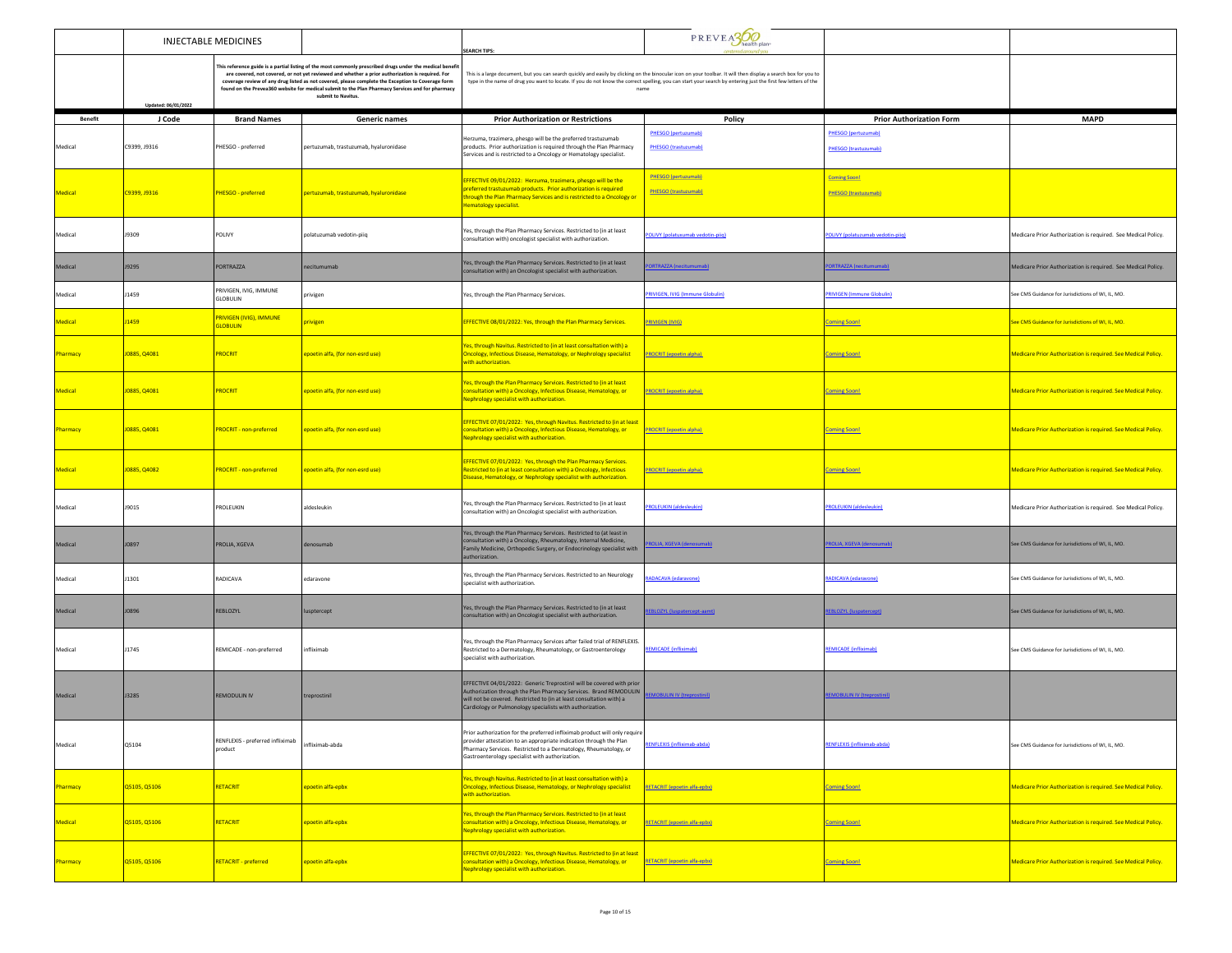| | INJECTABLE MEDICINES | | | SEARCH TIPS: | PREVEA360 health plan | | |
|---|---|---|---|---|---|---|---|
| | Updated: 06/01/2022 | This reference guide is a partial listing of the most commonly prescribed drugs under the medical benefit are covered, not covered, or not yet reviewed and whether a prior authorization is required. For coverage review of any drug listed as not covered, please complete the Exception to Coverage form found on the Prevea360 website for medical submit to the Plan Pharmacy Services and for pharmacy submit to Navitus. | | This is a large document, but you can search quickly and easily by clicking on the binocular icon on your toolbar. It will then display a search box for you to type in the name of drug you want to locate. If you do not know the correct spelling, you can start your search by entering just the first few letters of the name | | | |
| **Benefit** | **J Code** | **Brand Names** | **Generic names** | **Prior Authorization or Restrictions** | **Policy** | **Prior Authorization Form** | **MAPD** |
| Medical | C9399, J9316 | PHESGO - preferred | pertuzumab, trastuzumab, hyaluronidase | Herzuma, trazimera, phesgo will be the preferred trastuzumab products. Prior authorization is required through the Plan Pharmacy Services and is restricted to a Oncology or Hematology specialist. | PHESGO (pertuzumab) PHESGO (trastuzumab) | PHESGO (pertuzumab) PHESGO (trastuzumab) | |
| Medical | C9399, J9316 | PHESGO - preferred | pertuzumab, trastuzumab, hyaluronidase | EFFECTIVE 09/01/2022: Herzuma, trazimera, phesgo will be the preferred trastuzumab products. Prior authorization is required through the Plan Pharmacy Services and is restricted to a Oncology or Hematology specialist. | PHESGO (pertuzumab) PHESGO (trastuzumab) | Coming Soon! PHESGO (trastuzumab) | |
| Medical | J9309 | POLIVY | polatuzumab vedotin-piiq | Yes, through the Plan Pharmacy Services. Restricted to (in at least consultation with) oncologist specialist with authorization. | POLIVY (polatuzumab vedotin-piiq) | POLIVY (polatuzumab vedotin-piiq) | Medicare Prior Authorization is required. See Medical Policy. |
| Medical | J9295 | PORTRAZZA | necitumumab | Yes, through the Plan Pharmacy Services. Restricted to (in at least consultation with) an Oncologist specialist with authorization. | PORTRAZZA (necitumumab) | PORTRAZZA (necitumumab) | Medicare Prior Authorization is required. See Medical Policy. |
| Medical | J1459 | PRIVIGEN, IVIG, IMMUNE GLOBULIN | privigen | Yes, through the Plan Pharmacy Services. | PRIVIGEN, IVIG (Immune Globulin) | PRIVIGEN (Immune Globulin) | See CMS Guidance for Jurisdictions of WI, IL, MO. |
| Medical | J1459 | PRIVIGEN (IVIG), IMMUNE GLOBULIN | privigen | EFFECTIVE 08/01/2022: Yes, through the Plan Pharmacy Services. | PRIVIGEN (IVIG) | Coming Soon! | See CMS Guidance for Jurisdictions of WI, IL, MO. |
| Pharmacy | J0885, Q4081 | PROCRIT | epoetin alfa, (for non-esrd use) | Yes, through Navitus. Restricted to (in at least consultation with) a Oncology, Infectious Disease, Hematology, or Nephrology specialist with authorization. | PROCRIT (epoetin alpha) | Coming Soon! | Medicare Prior Authorization is required. See Medical Policy. |
| Medical | J0885, Q4081 | PROCRIT | epoetin alfa, (for non-esrd use) | Yes, through the Plan Pharmacy Services. Restricted to (in at least consultation with) a Oncology, Infectious Disease, Hematology, or Nephrology specialist with authorization. | PROCRIT (epoetin alpha) | Coming Soon! | Medicare Prior Authorization is required. See Medical Policy. |
| Pharmacy | J0885, Q4081 | PROCRIT - non-preferred | epoetin alfa, (for non-esrd use) | EFFECTIVE 07/01/2022: Yes, through Navitus. Restricted to (in at least consultation with) a Oncology, Infectious Disease, Hematology, or Nephrology specialist with authorization. | PROCRIT (epoetin alpha) | Coming Soon! | Medicare Prior Authorization is required. See Medical Policy. |
| Medical | J0885, Q4082 | PROCRIT - non-preferred | epoetin alfa, (for non-esrd use) | EFFECTIVE 07/01/2022: Yes, through the Plan Pharmacy Services. Restricted to (in at least consultation with) a Oncology, Infectious Disease, Hematology, or Nephrology specialist with authorization. | PROCRIT (epoetin alpha) | Coming Soon! | Medicare Prior Authorization is required. See Medical Policy. |
| Medical | J9015 | PROLEUKIN | aldesleukin | Yes, through the Plan Pharmacy Services. Restricted to (in at least consultation with) an Oncologist specialist with authorization. | PROLEUKIN (aldesleukin) | PROLEUKIN (aldesleukin) | Medicare Prior Authorization is required. See Medical Policy. |
| Medical | J0897 | PROLIA, XGEVA | denosumab | Yes, through the Plan Pharmacy Services. Restricted to (at least in consultation with) a Oncology, Rheumatology, Internal Medicine, Family Medicine, Orthopedic Surgery, or Endocrinology specialist with authorization. | PROLIA, XGEVA (denosumab) | PROLIA, XGEVA (denosumab) | See CMS Guidance for Jurisdictions of WI, IL, MO. |
| Medical | J1301 | RADICAVA | edaravone | Yes, through the Plan Pharmacy Services. Restricted to an Neurology specialist with authorization. | RADACAVA (edaravone) | RADICAVA (edaravone) | See CMS Guidance for Jurisdictions of WI, IL, MO. |
| Medical | J0896 | REBLOZYL | luspatercept | Yes, through the Plan Pharmacy Services. Restricted to (in at least consultation with) an Oncologist specialist with authorization. | REBLOZYL (luspatercept-aamt) | REBLOZYL (luspatercept) | See CMS Guidance for Jurisdictions of WI, IL, MO. |
| Medical | J1745 | REMICADE - non-preferred | infliximab | Yes, through the Plan Pharmacy Services after failed trial of RENFLEXIS. Restricted to a Dermatology, Rheumatology, or Gastroenterology specialist with authorization. | REMICADE (infliximab) | REMICADE (infliximab) | See CMS Guidance for Jurisdictions of WI, IL, MO. |
| Medical | J3285 | REMODULIN IV | treprostinil | EFFECTIVE 04/01/2022: Generic Treprostinil will be covered with prior Authorization through the Plan Pharmacy Services. Brand REMODULIN will not be covered. Restricted to (in at least consultation with) a Cardiology or Pulmonology specialists with authorization. | REMOBULIN IV (treprostinil) | REMOBULIN IV (treprostinil) | |
| Medical | Q5104 | RENFLEXIS - preferred infliximab product | infliximab-abda | Prior authorization for the preferred infliximab product will only require provider attestation to an appropriate indication through the Plan Pharmacy Services. Restricted to a Dermatology, Rheumatology, or Gastroenterology specialist with authorization. | RENFLEXIS (infliximab-abda) | RENFLEXIS (infliximab-abda) | See CMS Guidance for Jurisdictions of WI, IL, MO. |
| Pharmacy | Q5105, Q5106 | RETACRIT | epoetin alfa-epbx | Yes, through Navitus. Restricted to (in at least consultation with) a Oncology, Infectious Disease, Hematology, or Nephrology specialist with authorization. | RETACRIT (epoetin alfa-epbx) | Coming Soon! | Medicare Prior Authorization is required. See Medical Policy. |
| Medical | Q5105, Q5106 | RETACRIT | epoetin alfa-epbx | Yes, through the Plan Pharmacy Services. Restricted to (in at least consultation with) a Oncology, Infectious Disease, Hematology, or Nephrology specialist with authorization. | RETACRIT (epoetin alfa-epbx) | Coming Soon! | Medicare Prior Authorization is required. See Medical Policy. |
| Pharmacy | Q5105, Q5106 | RETACRIT - preferred | epoetin alfa-epbx | EFFECTIVE 07/01/2022: Yes, through Navitus. Restricted to (in at least consultation with) a Oncology, Infectious Disease, Hematology, or Nephrology specialist with authorization. | RETACRIT (epoetin alfa-epbx) | Coming Soon! | Medicare Prior Authorization is required. See Medical Policy. |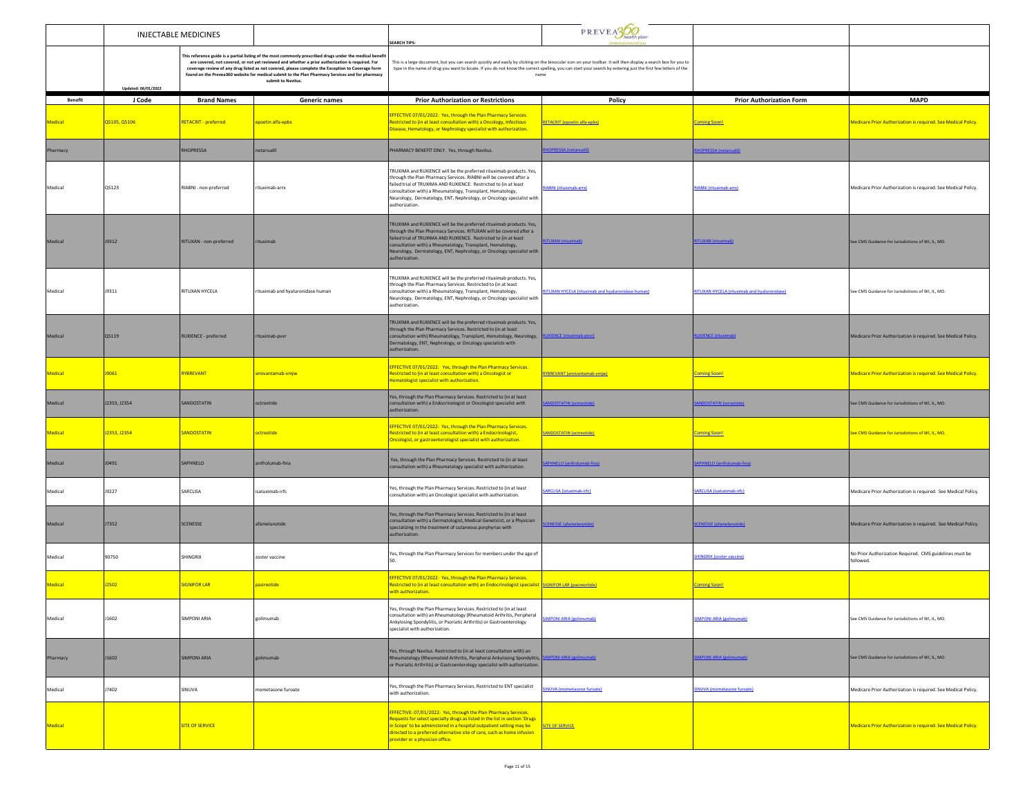| | INJECTABLE MEDICINES | | | SEARCH TIPS: | PREVEA360 health plan | | |
|---|---|---|---|---|---|---|---|
| | Updated: 06/01/2022 | This reference guide is a partial listing of the most commonly prescribed drugs under the medical benefit are covered, not covered, or not yet reviewed and whether a prior authorization is required. For coverage review of any drug listed as not covered, please complete the Exception to Coverage form found on the Prevea360 website for medical submit to the Plan Pharmacy Services and for pharmacy submit to Navitus. | | This is a large document, but you can search quickly and easily by clicking on the binocular icon on your toolbar. It will then display a search box for you to type in the name of drug you want to locate. If you do not know the correct spelling, you can start your search by entering just the first few letters of the name | | | |
| **Benefit** | **J Code** | **Brand Names** | **Generic names** | **Prior Authorization or Restrictions** | **Policy** | **Prior Authorization Form** | **MAPD** |
| Medical | Q5105, Q5106 | RETACRIT - preferred | epoetin alfa-epbx | EFFECTIVE 07/01/2022: Yes, through the Plan Pharmacy Services. Restricted to (in at least consultation with) a Oncology, Infectious Disease, Hematology, or Nephrology specialist with authorization. | RETACRIT (epoetin alfa-epbx) | Coming Soon! | Medicare Prior Authorization is required. See Medical Policy. |
| Pharmacy | | RHOPRESSA | netarsudil | PHARMACY BENEFIT ONLY. Yes, through Navitus. | RHOPRESSA (netarsudil) | RHOPRESSA (netarsudil) | |
| Medical | Q5123 | RIABNI - non-preferred | rituximab-arrx | TRUXIMA and RUXIENCE will be the preferred rituximab products. Yes, through the Plan Pharmacy Services. RIABNI will be covered after a failed trial of TRUXIMA AND RUXIENCE. Restricted to (in at least consultation with) a Rheumatology, Transplant, Hematology, Neurology, Dermatology, ENT, Nephrology, or Oncology specialist with authorization. | RIABNI (rituximab-arrx) | RIABNI (rituximab-arrx) | Medicare Prior Authorization is required. See Medical Policy. |
| Medical | J9312 | RITUXAN - non-preferred | rituximab | TRUXIMA and RUXIENCE will be the preferred rituximab products. Yes, through the Plan Pharmacy Services. RITUXAN will be covered after a failed trial of TRUXIMA AND RUXIENCE. Restricted to (in at least consultation with) a Rheumatology, Transplant, Hematology, Neurology, Dermatology, ENT, Nephrology, or Oncology specialist with authorization. | RITUXAN (rituximab) | RITUXAN (rituximab) | See CMS Guidance for Jurisdictions of WI, IL, MO. |
| Medical | J9311 | RITUXAN HYCELA | rituximab and hyaluronidase human | TRUXIMA and RUXIENCE will be the preferred rituximab products. Yes, through the Plan Pharmacy Services. Restricted to (in at least consultation with) a Rheumatology, Transplant, Hematology, Neurology, Dermatology, ENT, Nephrology, or Oncology specialist with authorization. | RITUXAN HYCELA (rituximab and hyaluronidase human) | RITUXAN HYCELA (rituximab and hyaluronidase) | See CMS Guidance for Jurisdictions of WI, IL, MO. |
| Medical | Q5119 | RUXIENCE - preferred | rituximab-pvvr | TRUXIMA and RUXIENCE will be the preferred rituximab products. Yes, through the Plan Pharmacy Services. Restricted to (in at least consultation with) Rheumatology, Transplant, Hematology, Neurology, Dermatology, ENT, Nephrology, or Oncology specialists with authorization. | RUXIENCE (rituximab-pvvr) | RUXIENCE (rituximab) | Medicare Prior Authorization is required. See Medical Policy. |
| Medical | J9061 | RYBREVANT | amivantamab-vmjw | EFFECTIVE 07/01/2022: Yes, through the Plan Pharmacy Services. Restricted to (in at least consultation with) a Oncologist or Hematologist specialist with authorization. | RYBREVANT (amivantamab-vmjw) | Coming Soon! | Medicare Prior Authorization is required. See Medical Policy. |
| Medical | J2353, J2354 | SANDOSTATIN | octreotide | Yes, through the Plan Pharmacy Services. Restricted to (in at least consultation with) a Endocrinologist or Oncologist specialist with authorization. | SANDOSTATIN (octreotide) | SANDOSTATIN (octreotide) | See CMS Guidance for Jurisdictions of WI, IL, MO. |
| Medical | J2353, J2354 | SANDOSTATIN | octreotide | EFFECTIVE 07/01/2022: Yes, through the Plan Pharmacy Services. Restricted to (in at least consultation with) a Endocrinologist, Oncologist, or gastroenterologist specialist with authorization. | SANDOSTATIN (octreotide) | Coming Soon! | See CMS Guidance for Jurisdictions of WI, IL, MO. |
| Medical | J0491 | SAPHNELO | anifrolumab-fnia | Yes, through the Plan Pharmacy Services. Restricted to (in at least consultation with) a Rheumatology specialist with authorization. | SAPHNELO (anifrolumab-fnia) | SAPHNELO (anifrolumab-fnia) | |
| Medical | J9227 | SARCLISA | isatuximab-irfc | Yes, through the Plan Pharmacy Services. Restricted to (in at least consultation with) an Oncologist specialist with authorization. | SARCLISA (isatuximab-irfc) | SARCLISA (isatuximab-irfc) | Medicare Prior Authorization is required. See Medical Policy. |
| Medical | J7352 | SCENESSE | afamelanotide | Yes, through the Plan Pharmacy Services. Restricted to (in at least consultation with) a Dermatologist, Medical Geneticist, or a Physician specializing in the treatment of cutaneous porphyrias with authorization. | SCENESSE (afamelanotide) | SCENESSE (afamelanotide) | Medicare Prior Authorization is required. See Medical Policy. |
| Medical | 90750 | SHINGRIX | zoster vaccine | Yes, through the Plan Pharmacy Services for members under the age of 50. | | SHINGRIX (zoster vaccine) | No Prior Authorization Required. CMS guidelines must be followed. |
| Medical | J2502 | SIGNIFOR LAR | pasireotide | EFFECTIVE 07/01/2022: Yes, through the Plan Pharmacy Services. Restricted to (in at least consultation with) an Endocrinologist specialist with authorization. | SIGNIFOR LAR (pasireotide) | Coming Soon! | |
| Medical | J1602 | SIMPONI ARIA | golimumab | Yes, through the Plan Pharmacy Services. Restricted to (in at least consultation with) an Rheumatology (Rheumatoid Arthritis, Peripheral Ankylosing Spondylitis, or Psoriatic Arthritis) or Gastroenterology specialist with authorization. | SIMPONI ARIA (golimumab) | SIMPONI ARIA (golimumab) | See CMS Guidance for Jurisdictions of WI, IL, MO. |
| Pharmacy | J1602 | SIMPONI ARIA | golimumab | Yes, through Navitus. Restricted to (in at least consultation with) an Rheumatology (Rheumatoid Arthritis, Peripheral Ankylosing Spondylitis, or Psoriatic Arthritis) or Gastroenterology specialist with authorization. | SIMPONI ARIA (golimumab) | SIMPONI ARIA (golimumab) | See CMS Guidance for Jurisdictions of WI, IL, MO. |
| Medical | J7402 | SINUVA | mometasone furoate | Yes, through the Plan Pharmacy Services. Restricted to ENT specialist with authorization. | SINUVA (mometasone furoate) | SINUVA (mometasone furoate) | Medicare Prior Authorization is required. See Medical Policy. |
| Medical | | SITE OF SERVICE | | EFFECTIVE: 07/01/2022: Yes, through the Plan Pharmacy Services. Requests for select specialty drugs as listed in the list in section 'Drugs in Scope' to be administered in a hospital outpatient setting may be directed to a preferred alternative site of care, such as home infusion provider or a physician office. | SITE OF SERVICE | | Medicare Prior Authorization is required. See Medical Policy. |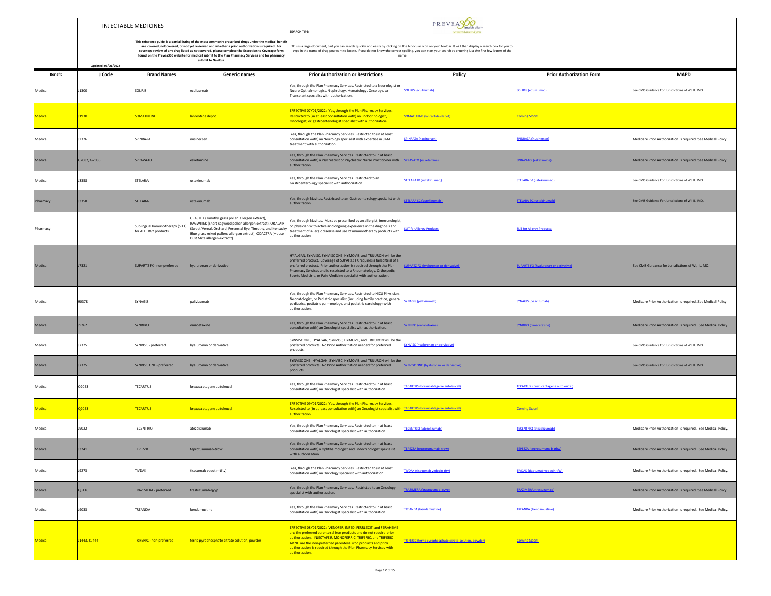| | INJECTABLE MEDICINES | | | SEARCH TIPS: | PREVEA360 health plan | | |
|---|---|---|---|---|---|---|---|
| | Updated: 06/01/2022 | This reference guide is a partial listing of the most commonly prescribed drugs under the medical benefit are covered, not covered, or not yet reviewed and whether a prior authorization is required. For coverage review of any drug listed as not covered, please complete the Exception to Coverage form found on the Prevea360 website for medical submit to the Plan Pharmacy Services and for pharmacy submit to Navitus. | | This is a large document, but you can search quickly and easily by clicking on the binocular icon on your toolbar. It will then display a search box for you to type in the name of drug you want to locate. If you do not know the correct spelling, you can start your search by entering just the first few letters of the name | | | |
| **Benefit** | **J Code** | **Brand Names** | **Generic names** | **Prior Authorization or Restrictions** | **Policy** | **Prior Authorization Form** | **MAPD** |
| Medical | J1300 | SOLIRIS | eculizumab | Yes, through the Plan Pharmacy Services. Restricted to a Neurologist or Nuero-Opthalmonogist, Nephrology, Hematology, Oncology, or Transplant specialist with authorization. | SOLIRIS (eculizumab) | SOLIRIS (eculizumab) | See CMS Guidance for Jurisdictions of WI, IL, MO. |
| Medical | J1930 | SOMATULINE | lanreotide depot | EFFECTIVE 07/01/2022: Yes, through the Plan Pharmacy Services. Restricted to (in at least consultation with) an Endocrinologist, Oncologist, or gastroenterologist specialist with authorization. | SOMATULINE (lanreotide depot) | Coming Soon! | |
| Medical | J2326 | SPINRAZA | nusinersen | Yes, through the Plan Pharmacy Services. Restricted to (in at least consultation with) an Neurology specialist with expertise in SMA treatment with authorization. | SPINRAZA (nusinersen) | SPINRAZA (nusinersen) | Medicare Prior Authorization is required. See Medical Policy. |
| Medical | G2082, G2083 | SPRAVATO | esketamine | Yes, through the Plan Pharmacy Services. Restricted to (in at least consultation with) a Psychiatrist or Psychiatric Nurse Practitioner with authorization. | SPRAVATO (esketamine) | SPRAVATO (esketamine) | Medicare Prior Authorization is required. See Medical Policy. |
| Medical | J3358 | STELARA | ustekinumab | Yes, through the Plan Pharmacy Services. Restricted to an Gastroenterology specialist with authorization. | STELARA IV (ustekinumab) | STELARA IV (ustekinumab) | See CMS Guidance for Jurisdictions of WI, IL, MO. |
| Pharmacy | J3358 | STELARA | ustekinumab | Yes, through Navitus. Restricted to an Gastroenterology specialist with authorization. | STELARA SC (ustekinumab) | STELARA SC (ustekinumab) | See CMS Guidance for Jurisdictions of WI, IL, MO. |
| Pharmacy | | Sublingual Immunotherapy (SLIT) for ALLERGY products | GRASTEK (Timothy grass pollen allergen extract), RAGWITEK (Short ragweed pollen allergen extract), ORALAIR (Sweet Vernal, Orchard, Perennial Rye, Timothy, and Kentucky Blue grass mixed pollens allergen extract), ODACTRA (House Dust Mite allergen extractt) | Yes, through Navitus. Must be prescribed by an allergist, immunologist, or physician with active and ongoing experience in the diagnosis and treatment of allergic disease and use of immunotherapy products with authorization | SLIT for Allergy Products | SLIT for Allergy Products | |
| Medical | J7321 | SUPARTZ FX - non-preferred | hyaluronan or derivative | HYALGAN, SYNVISC, SYNVISC ONE, HYMOVIS, and TRILURON will be the preferred product. Coverage of SUPARTZ FX requires a failed trial of a preferred product. Prior authorization is required through the Plan Pharmacy Services and is restricted to a Rheumatology, Orthopedic, Sports Medicine, or Pain Medicine specialist with authorization. | SUPARTZ FX (hyaluronan or derivative) | SUPARTZ FX (hyaluronan or derivative) | See CMS Guidance for Jurisdictions of WI, IL, MO. |
| Medical | 90378 | SYNAGIS | palivizumab | Yes, through the Plan Pharmacy Services. Restricted to NICU Physician, Neonatologist, or Pediatric specialist (including family practice, general pediatrics, pediatric pulmonology, and pediatric cardiology) with authorization. | SYNAGIS (palivizumab) | SYNAGIS (palivizumab) | Medicare Prior Authorization is required. See Medical Policy. |
| Medical | J9262 | SYNRIBO | omacetaxine | Yes, through the Plan Pharmacy Services. Restricted to (in at least consultation with) an Oncologist specialist with authorization. | SYNRIBO (omacetaxine) | SYNRIBO (omacetaxine) | Medicare Prior Authorization is required. See Medical Policy. |
| Medical | J7325 | SYNVISC - preferred | hyaluronan or derivative | SYNVISC ONE, HYALGAN, SYNVISC, HYMOVIS, and TRILURON will be the preferred products. No Prior Authorization needed for preferred products. | SYNVISC (hyaluronan or derviative) | | See CMS Guidance for Jurisdictions of WI, IL, MO. |
| Medical | J7325 | SYNVISC ONE - preferred | hyaluronan or derivative | SYNVISC ONE, HYALGAN, SYNVISC, HYMOVIS, and TRILURON will be the preferred products. No Prior Authorization needed for preferred products. | SYNVISC ONE (hyaluronan or derviative) | | See CMS Guidance for Jurisdictions of WI, IL, MO. |
| Medical | Q2053 | TECARTUS | brexucabtagene autoleucel | Yes, through the Plan Pharmacy Services. Restricted to (in at least consultation with) an Oncologist specialist with authorization. | TECARTUS (brexucabtagene autoleucel) | TECARTUS (brexucabtagene autoleucel) | |
| Medical | Q2053 | TECARTUS | brexucabtagene autoleucel | EFFECTIVE 09/01/2022: Yes, through the Plan Pharmacy Services. Restricted to (in at least consultation with) an Oncologist specialist with authorization. | TECARTUS (brexucabtagene autoleucel) | Coming Soon! | |
| Medical | J9022 | TECENTRIQ | atezolizumab | Yes, through the Plan Pharmacy Services. Restricted to (in at least consultation with) an Oncologist specialist with authorization. | TECENTRIQ (atezolizumab) | TECENTRIQ (atezolizumab) | Medicare Prior Authorization is required. See Medical Policy. |
| Medical | J3241 | TEPEZZA | teprotumumab-trbw | Yes, through the Plan Pharmacy Services. Restricted to (in at least consultation with) a Ophthalmologist and Endocrinologist specialist with authorization. | TEPEZZA (teprotumumab-trbw) | TEPEZZA (teprotumumab-trbw) | Medicare Prior Authorization is required. See Medical Policy. |
| Medical | J9273 | TIVDAK | tisotumab vedotin-tftv) | Yes, through the Plan Pharmacy Services. Restricted to (in at least consultation with) an Oncology specialist with authorization. | TIVDAK (tisotumab vedotin-tftv) | TIVDAK (tisotumab vedotin-tftv) | Medicare Prior Authorization is required. See Medical Policy. |
| Medical | Q5116 | TRAZIMERA - preferred | trastuzumab-qyyp | Yes, through the Plan Pharmacy Services. Restricted to an Oncology specialist with authorization. | TRAZIMERA (trastuzumab-qyyp) | TRAZIMERA (trastuzumab) | Medicare Prior Authorization is required. See Medical Policy. |
| Medical | J9033 | TREANDA | bendamustine | Yes, through the Plan Pharmacy Services. Restricted to (in at least consultation with) an Oncologist specialist with authorization. | TREANDA (bendamustine) | TREANDA (bendamustine) | Medicare Prior Authorization is required. See Medical Policy. |
| Medical | J1443, J1444 | TRIFERIC - non-preferred | ferric pyrophosphate citrate solution, powder | EFFECTIVE 08/01/2022: VENOFER, INFED, FERRLECIT, and FERAHEME are the preferred parenteral iron products and do not require prior authorization. INJECTAFER, MONOFERRIC, TRIFERIC, and TRIFERIC AVNU are the non-preferred parenteral iron products and prior authorization is required through the Plan Pharmacy Services with authorization. | TRIFERIC (ferric pyrophosphate citrate solution, powder) | Coming Soon! | |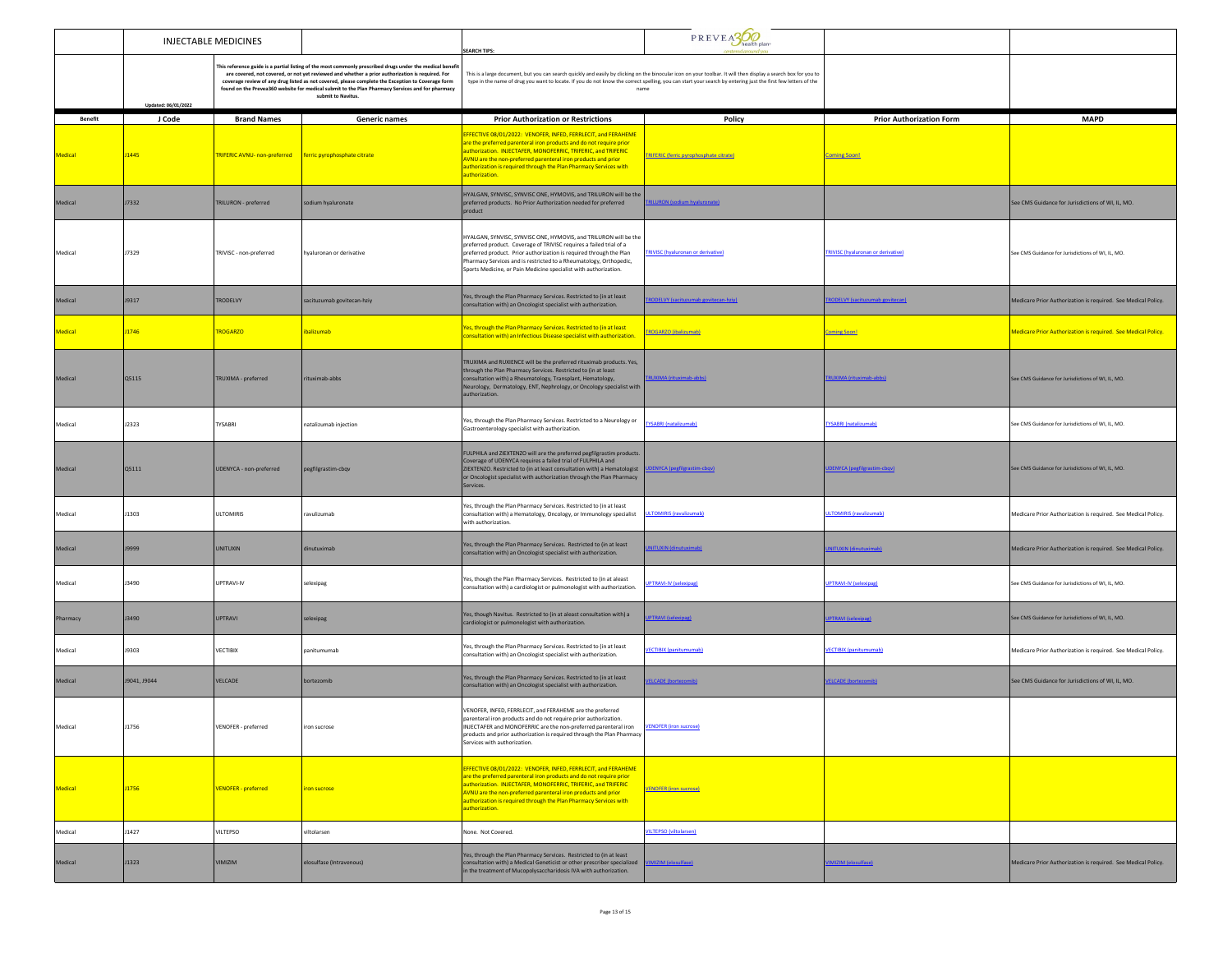| | INJECTABLE MEDICINES | | | SEARCH TIPS: | PREVEA360 health plan centered around you | | |
|---|---|---|---|---|---|---|---|
| | Updated: 06/01/2022 | This reference guide is a partial listing of the most commonly prescribed drugs under the medical benefit are covered, not covered, or not yet reviewed and whether a prior authorization is required. For coverage review of any drug listed as not covered, please complete the Exception to Coverage form found on the Prevea360 website for medical submit to the Plan Pharmacy Services and for pharmacy submit to Navitus. | | This is a large document, but you can search quickly and easily by clicking on the binocular icon on your toolbar. It will then display a search box for you to type in the name of drug you want to locate. If you do not know the correct spelling, you can start your search by entering just the first few letters of the name | | | |
| **Benefit** | **J Code** | **Brand Names** | **Generic names** | **Prior Authorization or Restrictions** | **Policy** | **Prior Authorization Form** | **MAPD** |
| Medical | J1445 | TRIFERIC AVNU- non-preferred | ferric pyrophosphate citrate | EFFECTIVE 08/01/2022: VENOFER, INFED, FERRLECIT, and FERAHEME are the preferred parenteral iron products and do not require prior authorization. INJECTAFER, MONOFERRIC, TRIFERIC, and TRIFERIC AVNU are the non-preferred parenteral iron products and prior authorization is required through the Plan Pharmacy Services with authorization. | TRIFERIC (ferric pyrophosphate citrate) | Coming Soon! | |
| Medical | J7332 | TRILURON - preferred | sodium hyaluronate | HYALGAN, SYNVISC, SYNVISC ONE, HYMOVIS, and TRILURON will be the preferred products. No Prior Authorization needed for preferred product | TRILURON (sodium hyaluronate) | | See CMS Guidance for Jurisdictions of WI, IL, MO. |
| Medical | J7329 | TRIVISC - non-preferred | hyaluronan or derivative | HYALGAN, SYNVISC, SYNVISC ONE, HYMOVIS, and TRILURON will be the preferred product. Coverage of TRIVISC requires a failed trial of a preferred product. Prior authorization is required through the Plan Pharmacy Services and is restricted to a Rheumatology, Orthopedic, Sports Medicine, or Pain Medicine specialist with authorization. | TRIVISC (hyaluronan or derivative) | TRIVISC (hyaluronan or derivative) | See CMS Guidance for Jurisdictions of WI, IL, MO. |
| Medical | J9317 | TRODELVY | sacituzumab govitecan-hziy | Yes, through the Plan Pharmacy Services. Restricted to (in at least consultation with) an Oncologist specialist with authorization. | TRODELVY (sacituzumab govitecan-hziy) | TRODELVY (sacituzumab govitecan) | Medicare Prior Authorization is required. See Medical Policy. |
| Medical | J1746 | TROGARZO | ibalizumab | Yes, through the Plan Pharmacy Services. Restricted to (in at least consultation with) an Infectious Disease specialist with authorization. | TROGARZO (ibalizumab) | Coming Soon! | Medicare Prior Authorization is required. See Medical Policy. |
| Medical | Q5115 | TRUXIMA - preferred | rituximab-abbs | TRUXIMA and RUXIENCE will be the preferred rituximab products. Yes, through the Plan Pharmacy Services. Restricted to (in at least consultation with) a Rheumatology, Transplant, Hematology, Neurology, Dermatology, ENT, Nephrology, or Oncology specialist with authorization. | TRUXIMA (rituximab-abbs) | TRUXIMA (rituximab-abbs) | See CMS Guidance for Jurisdictions of WI, IL, MO. |
| Medical | J2323 | TYSABRI | natalizumab injection | Yes, through the Plan Pharmacy Services. Restricted to a Neurology or Gastroenterology specialist with authorization. | TYSABRI (natalizumab) | TYSABRI (natalizumab) | See CMS Guidance for Jurisdictions of WI, IL, MO. |
| Medical | Q5111 | UDENYCA - non-preferred | pegfilgrastim-cbqv | FULPHILA and ZIEXTENZO will are the preferred pegfilgrastim products. Coverage of UDENYCA requires a failed trial of FULPHILA and ZIEXTENZO. Restricted to (in at least consultation with) a Hematologist or Oncologist specialist with authorization through the Plan Pharmacy Services. | UDENYCA (pegfilgrastim-cbqv) | UDENYCA (pegfilgrastim-cbqv) | See CMS Guidance for Jurisdictions of WI, IL, MO. |
| Medical | J1303 | ULTOMIRIS | ravulizumab | Yes, through the Plan Pharmacy Services. Restricted to (in at least consultation with) a Hematology, Oncology, or Immunology specialist with authorization. | ULTOMIRIS (ravulizumab) | ULTOMIRIS (ravulizumab) | Medicare Prior Authorization is required. See Medical Policy. |
| Medical | J9999 | UNITUXIN | dinutuximab | Yes, through the Plan Pharmacy Services. Restricted to (in at least consultation with) an Oncologist specialist with authorization. | UNITUXIN (dinutuximab) | UNITUXIN (dinutuximab) | Medicare Prior Authorization is required. See Medical Policy. |
| Medical | J3490 | UPTRAVI-IV | selexipag | Yes, though the Plan Pharmacy Services. Restricted to (in at aleast consultation with) a cardiologist or pulmonologist with authorization. | UPTRAVI-IV (selexipag) | UPTRAVI-IV (selexipag) | See CMS Guidance for Jurisdictions of WI, IL, MO. |
| Pharmacy | J3490 | UPTRAVI | selexipag | Yes, though Navitus. Restricted to (in at aleast consultation with) a cardiologist or pulmonologist with authorization. | UPTRAVI (selexipag) | UPTRAVI (selexipag) | See CMS Guidance for Jurisdictions of WI, IL, MO. |
| Medical | J9303 | VECTIBIX | panitumumab | Yes, through the Plan Pharmacy Services. Restricted to (in at least consultation with) an Oncologist specialist with authorization. | VECTIBIX (panitumumab) | VECTIBIX (panitumumab) | Medicare Prior Authorization is required. See Medical Policy. |
| Medical | J9041, J9044 | VELCADE | bortezomib | Yes, through the Plan Pharmacy Services. Restricted to (in at least consultation with) an Oncologist specialist with authorization. | VELCADE (bortezomib) | VELCADE (bortezomib) | See CMS Guidance for Jurisdictions of WI, IL, MO. |
| Medical | J1756 | VENOFER - preferred | iron sucrose | VENOFER, INFED, FERRLECIT, and FERAHEME are the preferred parenteral iron products and do not require prior authorization. INJECTAFER and MONOFERRIC are the non-preferred parenteral iron products and prior authorization is required through the Plan Pharmacy Services with authorization. | VENOFER (iron sucrose) | | |
| Medical | J1756 | VENOFER - preferred | iron sucrose | EFFECTIVE 08/01/2022: VENOFER, INFED, FERRLECIT, and FERAHEME are the preferred parenteral iron products and do not require prior authorization. INJECTAFER, MONOFERRIC, TRIFERIC, and TRIFERIC AVNU are the non-preferred parenteral iron products and prior authorization is required through the Plan Pharmacy Services with authorization. | VENOFER (iron sucrose) | | |
| Medical | J1427 | VILTEPSO | viltolarsen | None. Not Covered. | VILTEPSO (viltolarsen) | | |
| Medical | J1323 | VIMIZIM | elosulfase (intravenous) | Yes, through the Plan Pharmacy Services. Restricted to (in at least consultation with) a Medical Geneticist or other prescriber specialized in the treatment of Mucopolysaccharidosis IVA with authorization. | VIMIZIM (elosulfase) | VIMIZIM (elosulfase) | Medicare Prior Authorization is required. See Medical Policy. |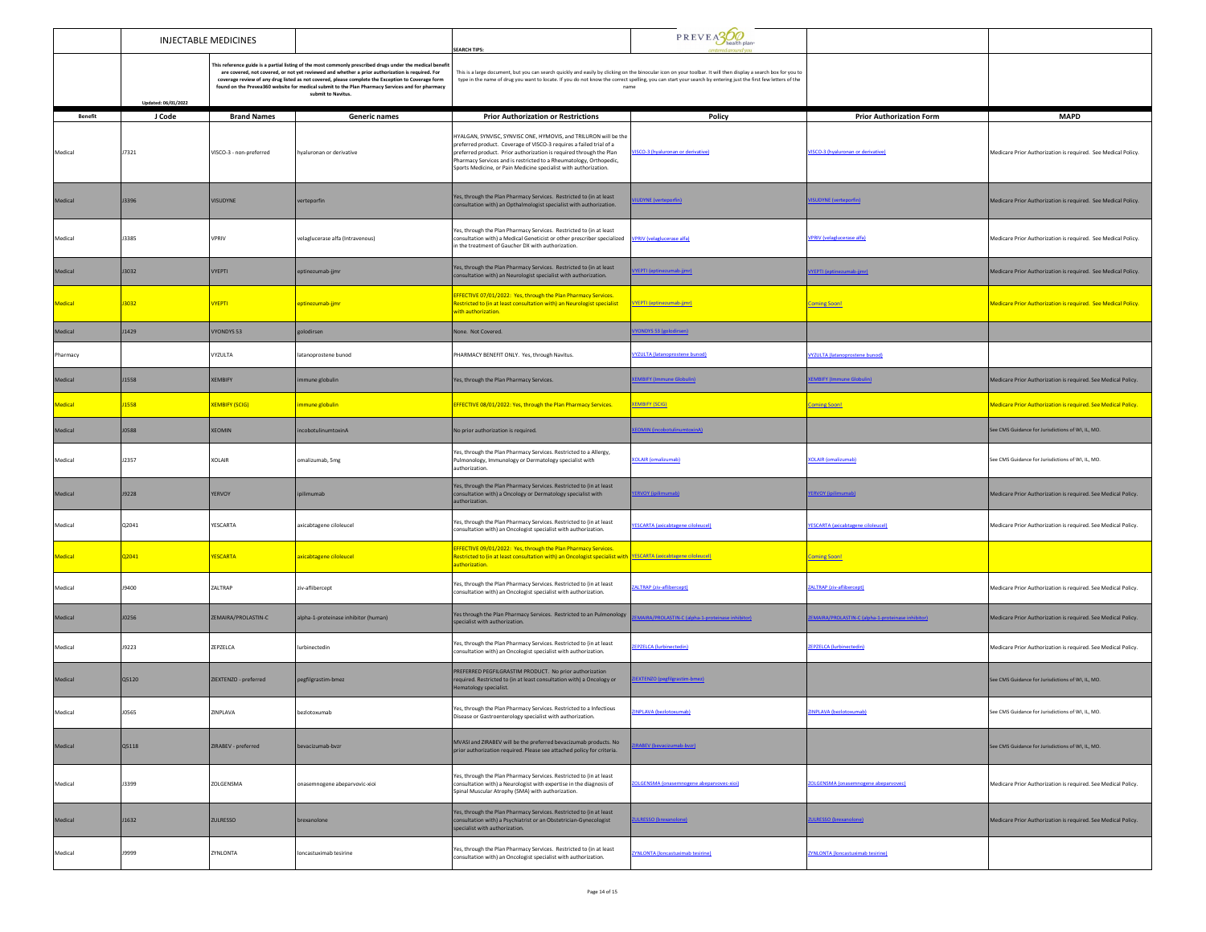| | INJECTABLE MEDICINES | | | SEARCH TIPS: | PREVEA360 health plan | | |
|---|---|---|---|---|---|---|---|
| | Updated: 06/01/2022 | This reference guide is a partial listing of the most commonly prescribed drugs under the medical benefit are covered, not covered, or not yet reviewed and whether a prior authorization is required. For coverage review of any drug listed as not covered, please complete the Exception to Coverage form found on the Prevea360 website for medical submit to the Plan Pharmacy Services and for pharmacy submit to Navitus. | | This is a large document, but you can search quickly and easily by clicking on the binocular icon on your toolbar. It will then display a search box for you to type in the name of drug you want to locate. If you do not know the correct spelling, you can start your search by entering just the first few letters of the name | | | |
| **Benefit** | **J Code** | **Brand Names** | **Generic names** | **Prior Authorization or Restrictions** | **Policy** | **Prior Authorization Form** | **MAPD** |
| Medical | J7321 | VISCO-3 - non-preferred | hyaluronan or derivative | HYALGAN, SYNVISC, SYNVISC ONE, HYMOVIS, and TRILURON will be the preferred product. Coverage of VISCO-3 requires a failed trial of a preferred product. Prior authorization is required through the Plan Pharmacy Services and is restricted to a Rheumatology, Orthopedic, Sports Medicine, or Pain Medicine specialist with authorization. | VISCO-3 (hyaluronan or derivative) | VISCO-3 (hyaluronan or derivative) | Medicare Prior Authorization is required. See Medical Policy. |
| Medical | J3396 | VISUDYNE | verteporfin | Yes, through the Plan Pharmacy Services. Restricted to (in at least consultation with) an Opthalmologist specialist with authorization. | VISUDYNE (verteporfin) | VISUDYNE (verteporfin) | Medicare Prior Authorization is required. See Medical Policy. |
| Medical | J3385 | VPRIV | velaglucerase alfa (Intravenous) | Yes, through the Plan Pharmacy Services. Restricted to (in at least consultation with) a Medical Geneticist or other prescriber specialized in the treatment of Gaucher DX with authorization. | VPRIV (velaglucerase alfa) | VPRIV (velaglucerase alfa) | Medicare Prior Authorization is required. See Medical Policy. |
| Medical | J3032 | VYEPTI | eptinezumab-jjmr | Yes, through the Plan Pharmacy Services. Restricted to (in at least consultation with) an Neurologist specialist with authorization. | VYEPTI (eptinezumab-jjmr) | VYEPTI (eptinezumab-jjmr) | Medicare Prior Authorization is required. See Medical Policy. |
| Medical | J3032 | VYEPTI | eptinezumab-jjmr | EFFECTIVE 07/01/2022: Yes, through the Plan Pharmacy Services. Restricted to (in at least consultation with) an Neurologist specialist with authorization. | VYEPTI (eptinezumab-jjmr) | Coming Soon! | Medicare Prior Authorization is required. See Medical Policy. |
| Medical | J1429 | VYONDYS 53 | golodirsen | None. Not Covered. | VYONDYS 53 (golodirsen) | | |
| Pharmacy | | VYZULTA | latanoprostene bunod | PHARMACY BENEFIT ONLY. Yes, through Navitus. | VYZULTA (latanoprostene bunod) | VYZULTA (latanoprostene bunod) | |
| Medical | J1558 | XEMBIFY | immune globulin | Yes, through the Plan Pharmacy Services. | XEMBIFY (Immune Globulin) | XEMBIFY (Immune Globulin) | Medicare Prior Authorization is required. See Medical Policy. |
| Medical | J1558 | XEMBIFY (SCIG) | immune globulin | EFFECTIVE 08/01/2022: Yes, through the Plan Pharmacy Services. | XEMBIFY (SCIG) | Coming Soon! | Medicare Prior Authorization is required. See Medical Policy. |
| Medical | J0588 | XEOMIN | incobotulinumtoxinA | No prior authorization is required. | XEOMIN (incobotulinumtoxinA) | | See CMS Guidance for Jurisdictions of WI, IL, MO. |
| Medical | J2357 | XOLAIR | omalizumab, 5mg | Yes, through the Plan Pharmacy Services. Restricted to a Allergy, Pulmonology, Immunology or Dermatology specialist with authorization. | XOLAIR (omalizumab) | XOLAIR (omalizumab) | See CMS Guidance for Jurisdictions of WI, IL, MO. |
| Medical | J9228 | YERVOY | ipilimumab | Yes, through the Plan Pharmacy Services. Restricted to (in at least consultation with) a Oncology or Dermatology specialist with authorization. | YERVOY (ipilimumab) | YERVOY (ipilimumab) | Medicare Prior Authorization is required. See Medical Policy. |
| Medical | Q2041 | YESCARTA | axicabtagene ciloleucel | Yes, through the Plan Pharmacy Services. Restricted to (in at least consultation with) an Oncologist specialist with authorization. | YESCARTA (axicabtagene ciloleucel) | YESCARTA (axicabtagene ciloleucel) | Medicare Prior Authorization is required. See Medical Policy. |
| Medical | Q2041 | YESCARTA | axicabtagene ciloleucel | EFFECTIVE 09/01/2022: Yes, through the Plan Pharmacy Services. Restricted to (in at least consultation with) an Oncologist specialist with authorization. | YESCARTA (axicabtagene ciloleucel) | Coming Soon! | |
| Medical | J9400 | ZALTRAP | ziv-aflibercept | Yes, through the Plan Pharmacy Services. Restricted to (in at least consultation with) an Oncologist specialist with authorization. | ZALTRAP (ziv-aflibercept) | ZALTRAP (ziv-aflibercept) | Medicare Prior Authorization is required. See Medical Policy. |
| Medical | J0256 | ZEMAIRA/PROLASTIN-C | alpha-1-proteinase inhibitor (human) | Yes through the Plan Pharmacy Services. Restricted to an Pulmonology specialist with authorization. | ZEMAIRA/PROLASTIN-C (alpha-1-proteinase inhibitor) | ZEMAIRA/PROLASTIN-C (alpha-1-proteinase inhibitor) | Medicare Prior Authorization is required. See Medical Policy. |
| Medical | J9223 | ZEPZELCA | lurbinectedin | Yes, through the Plan Pharmacy Services. Restricted to (in at least consultation with) an Oncologist specialist with authorization. | ZEPZELCA (lurbinectedin) | ZEPZELCA (lurbinectedin) | Medicare Prior Authorization is required. See Medical Policy. |
| Medical | Q5120 | ZIEXTENZO - preferred | pegfilgrastim-bmez | PREFERRED PEGFILGRASTIM PRODUCT. No prior authorization required. Restricted to (in at least consultation with) a Oncology or Hematology specialist. | ZIEXTENZO (pegfilgrastim-bmez) | | See CMS Guidance for Jurisdictions of WI, IL, MO. |
| Medical | J0565 | ZINPLAVA | bezlotoxumab | Yes, through the Plan Pharmacy Services. Restricted to a Infectious Disease or Gastroenterology specialist with authorization. | ZINPLAVA (bezlotoxumab) | ZINPLAVA (bezlotoxumab) | See CMS Guidance for Jurisdictions of WI, IL, MO. |
| Medical | Q5118 | ZIRABEV - preferred | bevacizumab-bvzr | MVASI and ZIRABEV will be the preferred bevacizumab products. No prior authorization required. Please see attached policy for criteria. | ZIRABEV (bevacizumab-bvzr) | | See CMS Guidance for Jurisdictions of WI, IL, MO. |
| Medical | J3399 | ZOLGENSMA | onasemnogene abeparvovic-xioi | Yes, through the Plan Pharmacy Services. Restricted to (in at least consultation with) a Neurologist with expertise in the diagnosis of Spinal Muscular Atrophy (SMA) with authorization. | ZOLGENSMA (onasemnogene abeparvovec-xioi) | ZOLGENSMA (onasemnogene abeparvovec) | Medicare Prior Authorization is required. See Medical Policy. |
| Medical | J1632 | ZULRESSO | brexanolone | Yes, through the Plan Pharmacy Services. Restricted to (in at least consultation with) a Psychiatrist or an Obstetrician-Gynecologist specialist with authorization. | ZULRESSO (brexanolone) | ZULRESSO (brexanolone) | Medicare Prior Authorization is required. See Medical Policy. |
| Medical | J9999 | ZYNLONTA | loncastuximab tesirine | Yes, through the Plan Pharmacy Services. Restricted to (in at least consultation with) an Oncologist specialist with authorization. | ZYNLONTA (loncastuximab tesirine) | ZYNLONTA (loncastuximab tesirine) | |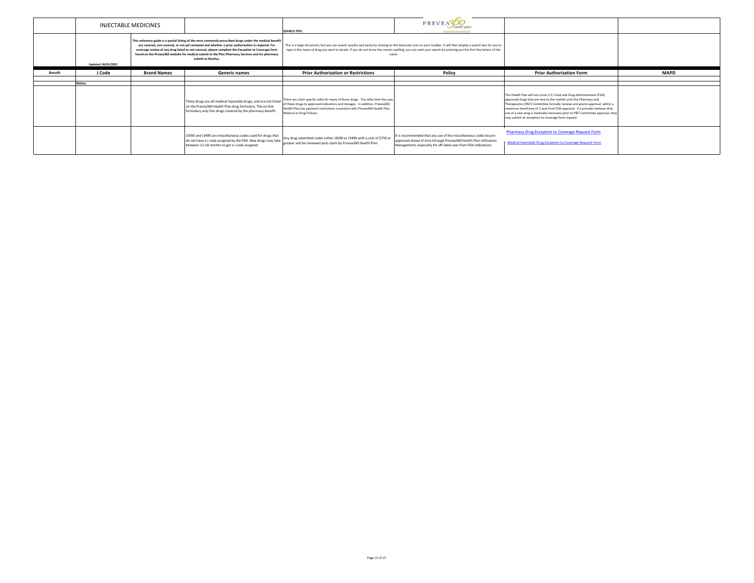| | INJECTABLE MEDICINES | | | SEARCH TIPS: | PREVEA360 health plan centered around you | | |
|---|---|---|---|---|---|---|---|
| | Updated: 06/01/2022 | **This reference guide is a partial listing of the most commonly prescribed drugs under the medical benefit are covered, not covered, or not yet reviewed and whether a prior authorization is required. For coverage review of any drug listed as not covered, please complete the Exception to Coverage form found on the Prevea360 website for medical submit to the Plan Pharmacy Services and for pharmacy submit to Navitus.** | | This is a large document, but you can search quickly and easily by clicking on the binocular icon on your toolbar. It will then display a search box for you to type in the name of drug you want to locate. If you do not know the correct spelling, you can start your search by entering just the first few letters of the name | | | |
| **Benefit** | **J Code** | **Brand Names** | **Generic names** | **Prior Authorization or Restrictions** | **Policy** | **Prior Authorization Form** | **MAPD** |
| | | | | | | | |
| | Notes: | | | | | | |
| | | | These drugs are all medical injectable drugs, and are not listed on the Prevea360 Health Plan drug formulary. The on-line formulary only lists drugs covered by the pharmacy benefit. | There are claim specific edits for many of these drugs. The edits limit the uses of these drugs to approved indications and dosages. In addition, Prevea360 Health Plan has payment restrictions consistent with Prevea360 Health Plan Medical or Drug Policies. | | The Health Plan will not cover U.S. Food and Drug Administration (FDA) approved drugs that are new to the market until the Pharmacy and Therapeutics (P&T) Committee formally reviews and grants approval, within a maximum timeframe of 1 year from FDA approval. If a provider believes that use of a new drug is medically necessary prior to P&T Committee approval, they may submit an exception to coverage form request. | |
| | | | J3590 and J3490 are miscellaneous codes used for drugs that do not have a J code assigned by the FDA. New drugs may take between 12-18 months to get a J code assigned | Any drug submitted under either J3590 or J3490 with a cost of $750 or greater will be reviewed post-claim by Prevea360 Health Plan. | It is recommended that any use of the miscellaneous codes be pre-approved ahead of time through Prevea360 Health Plan Utilization Management, especially for off-label uses from FDA indications. | Pharmacy Drug Exception to Coverage Request Form<br><br>Medical Injectable Drug Exception to Coverage Request Form | |